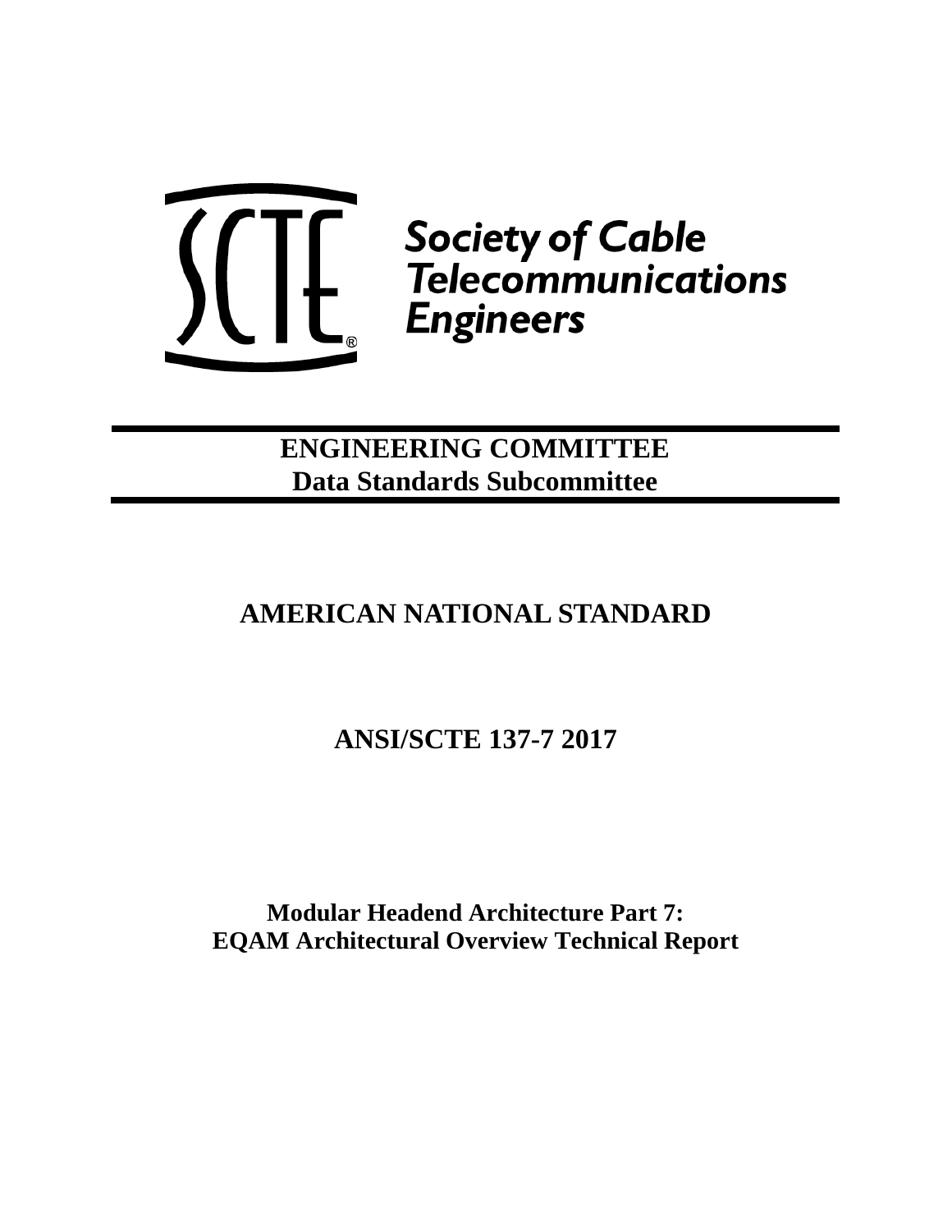Society of Cable Telecommunications Engineers

**ENGINEERING COMMITTEE**
**Data Standards Subcommittee**

# AMERICAN NATIONAL STANDARD

# ANSI/SCTE 137-7 2017

# Modular Headend Architecture Part 7: EQAM Architectural Overview Technical Report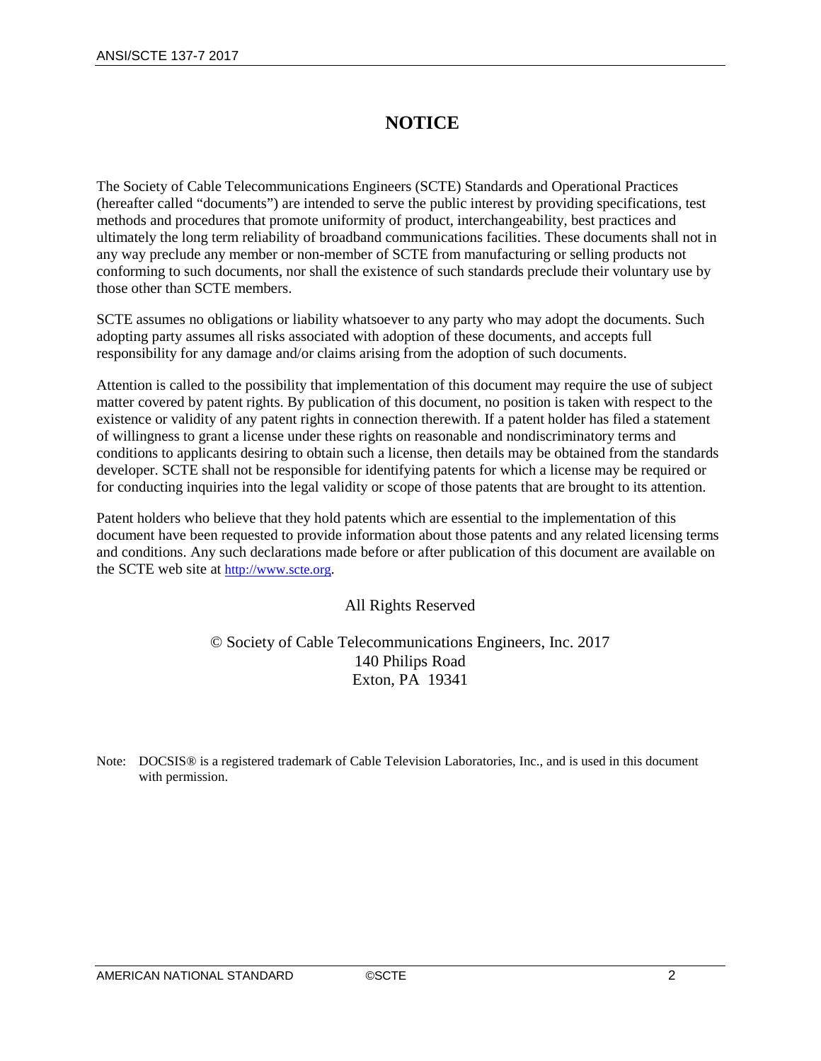# NOTICE

The Society of Cable Telecommunications Engineers (SCTE) Standards and Operational Practices (hereafter called "documents") are intended to serve the public interest by providing specifications, test methods and procedures that promote uniformity of product, interchangeability, best practices and ultimately the long term reliability of broadband communications facilities. These documents shall not in any way preclude any member or non-member of SCTE from manufacturing or selling products not conforming to such documents, nor shall the existence of such standards preclude their voluntary use by those other than SCTE members.

SCTE assumes no obligations or liability whatsoever to any party who may adopt the documents. Such adopting party assumes all risks associated with adoption of these documents, and accepts full responsibility for any damage and/or claims arising from the adoption of such documents.

Attention is called to the possibility that implementation of this document may require the use of subject matter covered by patent rights. By publication of this document, no position is taken with respect to the existence or validity of any patent rights in connection therewith. If a patent holder has filed a statement of willingness to grant a license under these rights on reasonable and nondiscriminatory terms and conditions to applicants desiring to obtain such a license, then details may be obtained from the standards developer. SCTE shall not be responsible for identifying patents for which a license may be required or for conducting inquiries into the legal validity or scope of those patents that are brought to its attention.

Patent holders who believe that they hold patents which are essential to the implementation of this document have been requested to provide information about those patents and any related licensing terms and conditions. Any such declarations made before or after publication of this document are available on the SCTE web site at http://www.scte.org.

All Rights Reserved

© Society of Cable Telecommunications Engineers, Inc. 2017
140 Philips Road
Exton, PA 19341

Note: DOCSIS® is a registered trademark of Cable Television Laboratories, Inc., and is used in this document with permission.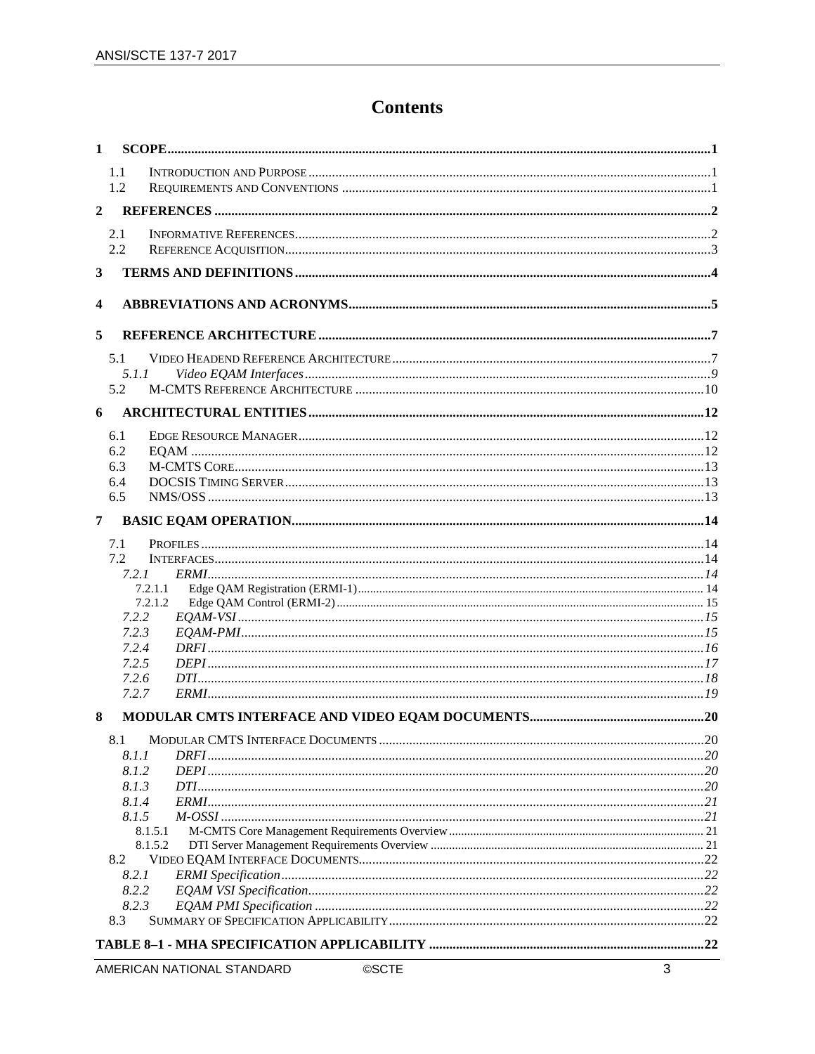# Contents

**1 SCOPE** ..... 1

- 1.1 Introduction and Purpose ..... 1
- 1.2 Requirements and Conventions ..... 1

**2 REFERENCES** ..... 2

- 2.1 Informative References ..... 2
- 2.2 Reference Acquisition ..... 3

**3 TERMS AND DEFINITIONS** ..... 4

**4 ABBREVIATIONS AND ACRONYMS** ..... 5

**5 REFERENCE ARCHITECTURE** ..... 7

- 5.1 Video Headend Reference Architecture ..... 7
  - *5.1.1 Video EQAM Interfaces* ..... *9*
- 5.2 M-CMTS Reference Architecture ..... 10

**6 ARCHITECTURAL ENTITIES** ..... 12

- 6.1 Edge Resource Manager ..... 12
- 6.2 EQAM ..... 12
- 6.3 M-CMTS Core ..... 13
- 6.4 DOCSIS Timing Server ..... 13
- 6.5 NMS/OSS ..... 13

**7 BASIC EQAM OPERATION** ..... 14

- 7.1 Profiles ..... 14
- 7.2 Interfaces ..... 14
  - *7.2.1 ERMI* ..... *14*
    - 7.2.1.1 Edge QAM Registration (ERMI-1) ..... 14
    - 7.2.1.2 Edge QAM Control (ERMI-2) ..... 15
  - *7.2.2 EQAM-VSI* ..... *15*
  - *7.2.3 EQAM-PMI* ..... *15*
  - *7.2.4 DRFI* ..... *16*
  - *7.2.5 DEPI* ..... *17*
  - *7.2.6 DTI* ..... *18*
  - *7.2.7 ERMI* ..... *19*

**8 MODULAR CMTS INTERFACE AND VIDEO EQAM DOCUMENTS** ..... 20

- 8.1 Modular CMTS Interface Documents ..... 20
  - *8.1.1 DRFI* ..... *20*
  - *8.1.2 DEPI* ..... *20*
  - *8.1.3 DTI* ..... *20*
  - *8.1.4 ERMI* ..... *21*
  - *8.1.5 M-OSSI* ..... *21*
    - 8.1.5.1 M-CMTS Core Management Requirements Overview ..... 21
    - 8.1.5.2 DTI Server Management Requirements Overview ..... 21
- 8.2 Video EQAM Interface Documents ..... 22
  - *8.2.1 ERMI Specification* ..... *22*
  - *8.2.2 EQAM VSI Specification* ..... *22*
  - *8.2.3 EQAM PMI Specification* ..... *22*
- 8.3 Summary of Specification Applicability ..... 22

**TABLE 8–1 - MHA SPECIFICATION APPLICABILITY** ..... 22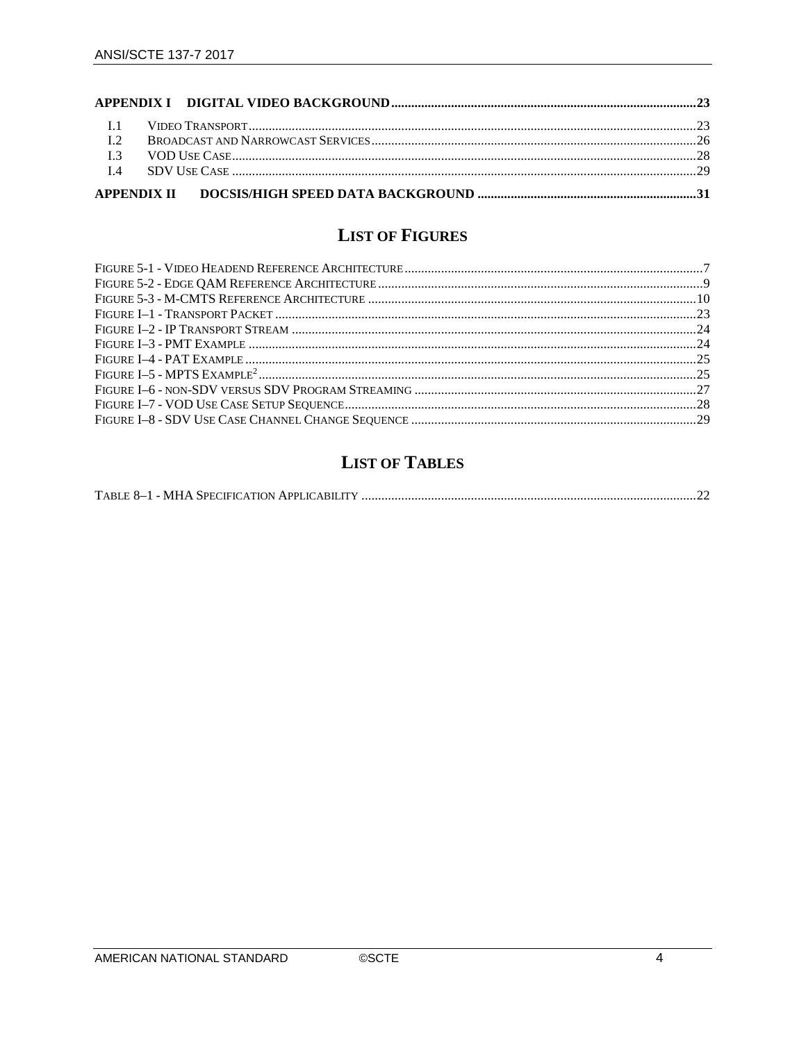**APPENDIX I DIGITAL VIDEO BACKGROUND** .......... 23

- I.1 Video Transport .......... 23
- I.2 Broadcast and Narrowcast Services .......... 26
- I.3 VOD Use Case .......... 28
- I.4 SDV Use Case .......... 29

**APPENDIX II DOCSIS/HIGH SPEED DATA BACKGROUND** .......... 31

## List of Figures

Figure 5-1 - Video Headend Reference Architecture .......... 7
Figure 5-2 - Edge QAM Reference Architecture .......... 9
Figure 5-3 - M-CMTS Reference Architecture .......... 10
Figure I–1 - Transport Packet .......... 23
Figure I–2 - IP Transport Stream .......... 24
Figure I–3 - PMT Example .......... 24
Figure I–4 - PAT Example .......... 25
Figure I–5 - MPTS Example[2] .......... 25
Figure I–6 - non-SDV versus SDV Program Streaming .......... 27
Figure I–7 - VOD Use Case Setup Sequence .......... 28
Figure I–8 - SDV Use Case Channel Change Sequence .......... 29

## List of Tables

Table 8–1 - MHA Specification Applicability .......... 22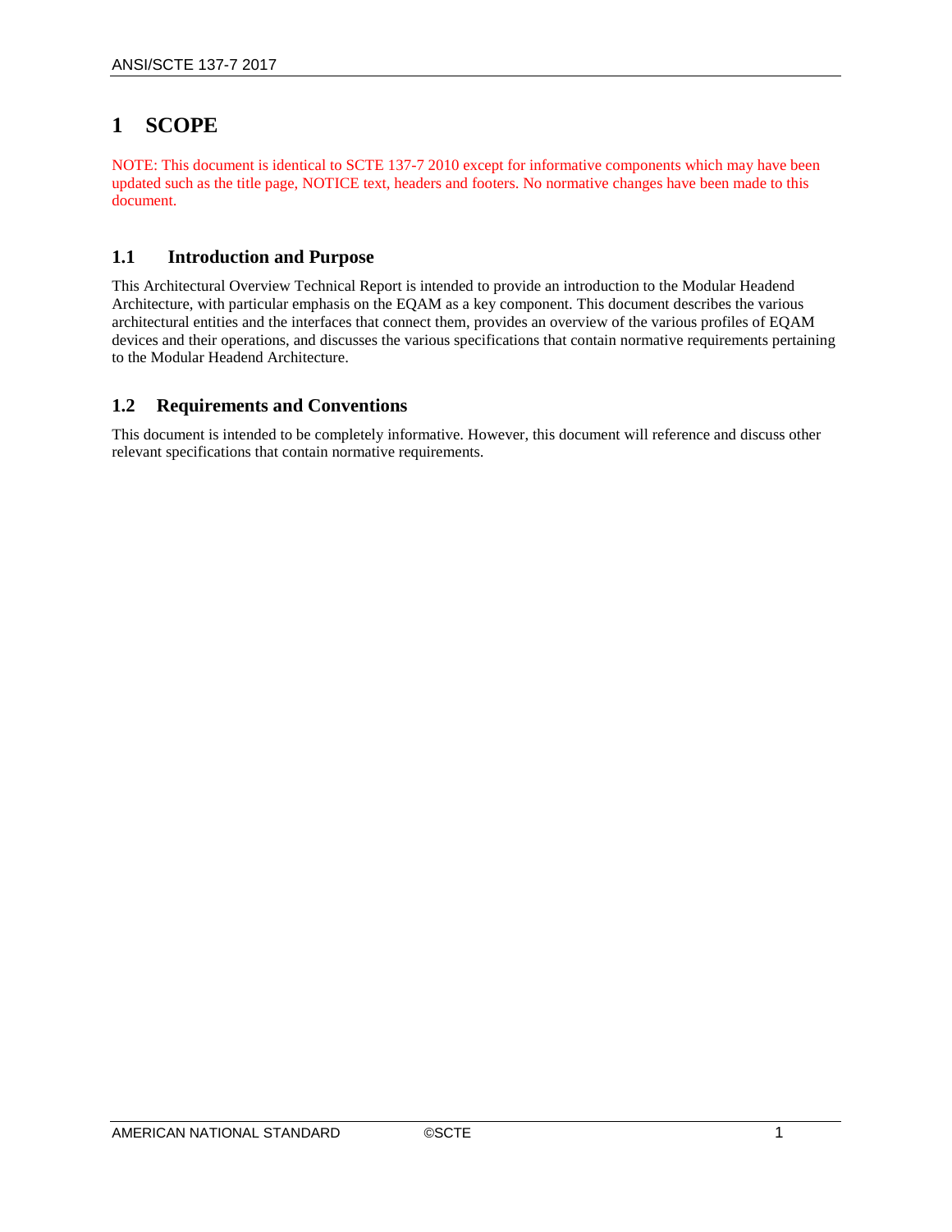# 1 SCOPE

NOTE: This document is identical to SCTE 137-7 2010 except for informative components which may have been updated such as the title page, NOTICE text, headers and footers. No normative changes have been made to this document.

## 1.1 Introduction and Purpose

This Architectural Overview Technical Report is intended to provide an introduction to the Modular Headend Architecture, with particular emphasis on the EQAM as a key component. This document describes the various architectural entities and the interfaces that connect them, provides an overview of the various profiles of EQAM devices and their operations, and discusses the various specifications that contain normative requirements pertaining to the Modular Headend Architecture.

## 1.2 Requirements and Conventions

This document is intended to be completely informative. However, this document will reference and discuss other relevant specifications that contain normative requirements.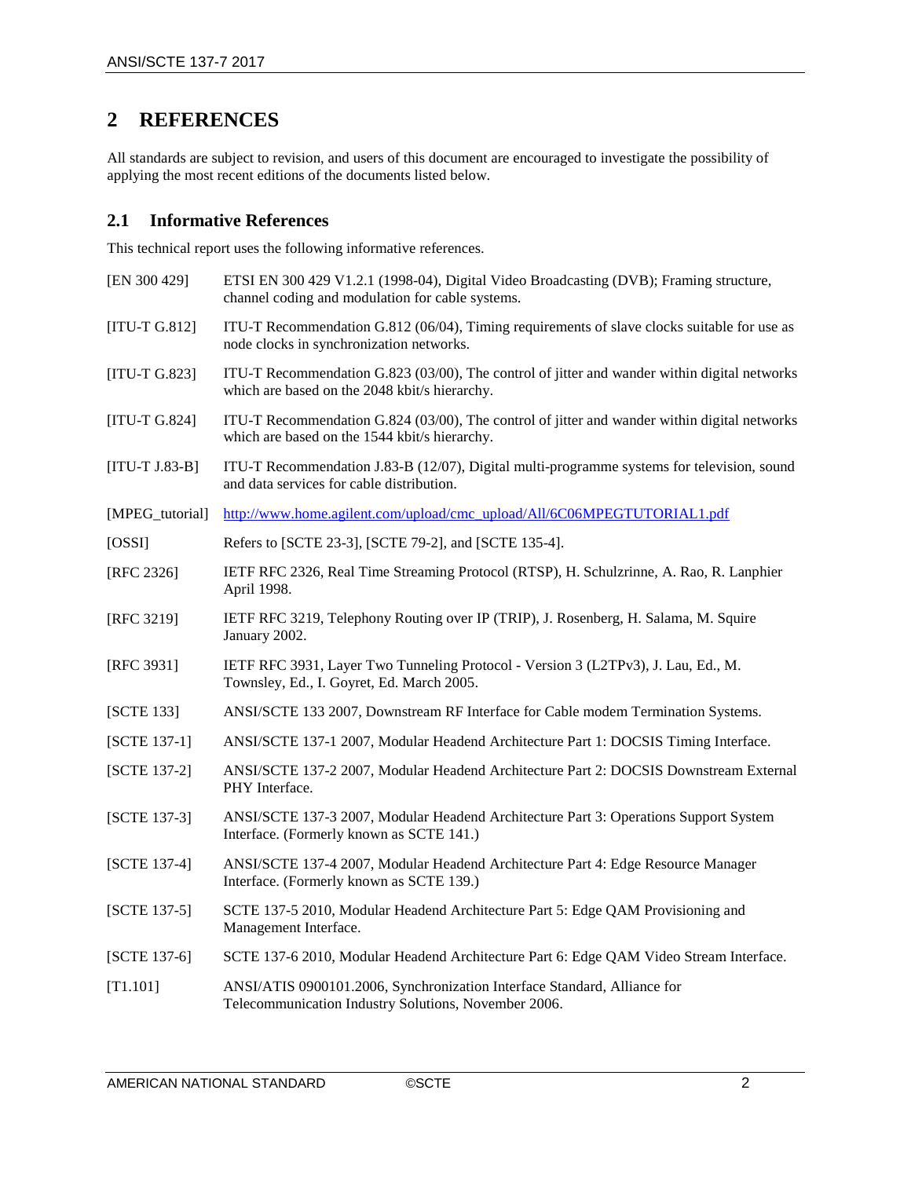# 2 REFERENCES

All standards are subject to revision, and users of this document are encouraged to investigate the possibility of applying the most recent editions of the documents listed below.

## 2.1 Informative References

This technical report uses the following informative references.

[EN 300 429] ETSI EN 300 429 V1.2.1 (1998-04), Digital Video Broadcasting (DVB); Framing structure, channel coding and modulation for cable systems.

[ITU-T G.812] ITU-T Recommendation G.812 (06/04), Timing requirements of slave clocks suitable for use as node clocks in synchronization networks.

[ITU-T G.823] ITU-T Recommendation G.823 (03/00), The control of jitter and wander within digital networks which are based on the 2048 kbit/s hierarchy.

[ITU-T G.824] ITU-T Recommendation G.824 (03/00), The control of jitter and wander within digital networks which are based on the 1544 kbit/s hierarchy.

[ITU-T J.83-B] ITU-T Recommendation J.83-B (12/07), Digital multi-programme systems for television, sound and data services for cable distribution.

[MPEG_tutorial] http://www.home.agilent.com/upload/cmc_upload/All/6C06MPEGTUTORIAL1.pdf

[OSSI] Refers to [SCTE 23-3], [SCTE 79-2], and [SCTE 135-4].

[RFC 2326] IETF RFC 2326, Real Time Streaming Protocol (RTSP), H. Schulzrinne, A. Rao, R. Lanphier April 1998.

[RFC 3219] IETF RFC 3219, Telephony Routing over IP (TRIP), J. Rosenberg, H. Salama, M. Squire January 2002.

[RFC 3931] IETF RFC 3931, Layer Two Tunneling Protocol - Version 3 (L2TPv3), J. Lau, Ed., M. Townsley, Ed., I. Goyret, Ed. March 2005.

[SCTE 133] ANSI/SCTE 133 2007, Downstream RF Interface for Cable modem Termination Systems.

[SCTE 137-1] ANSI/SCTE 137-1 2007, Modular Headend Architecture Part 1: DOCSIS Timing Interface.

[SCTE 137-2] ANSI/SCTE 137-2 2007, Modular Headend Architecture Part 2: DOCSIS Downstream External PHY Interface.

[SCTE 137-3] ANSI/SCTE 137-3 2007, Modular Headend Architecture Part 3: Operations Support System Interface. (Formerly known as SCTE 141.)

[SCTE 137-4] ANSI/SCTE 137-4 2007, Modular Headend Architecture Part 4: Edge Resource Manager Interface. (Formerly known as SCTE 139.)

[SCTE 137-5] SCTE 137-5 2010, Modular Headend Architecture Part 5: Edge QAM Provisioning and Management Interface.

[SCTE 137-6] SCTE 137-6 2010, Modular Headend Architecture Part 6: Edge QAM Video Stream Interface.

[T1.101] ANSI/ATIS 0900101.2006, Synchronization Interface Standard, Alliance for Telecommunication Industry Solutions, November 2006.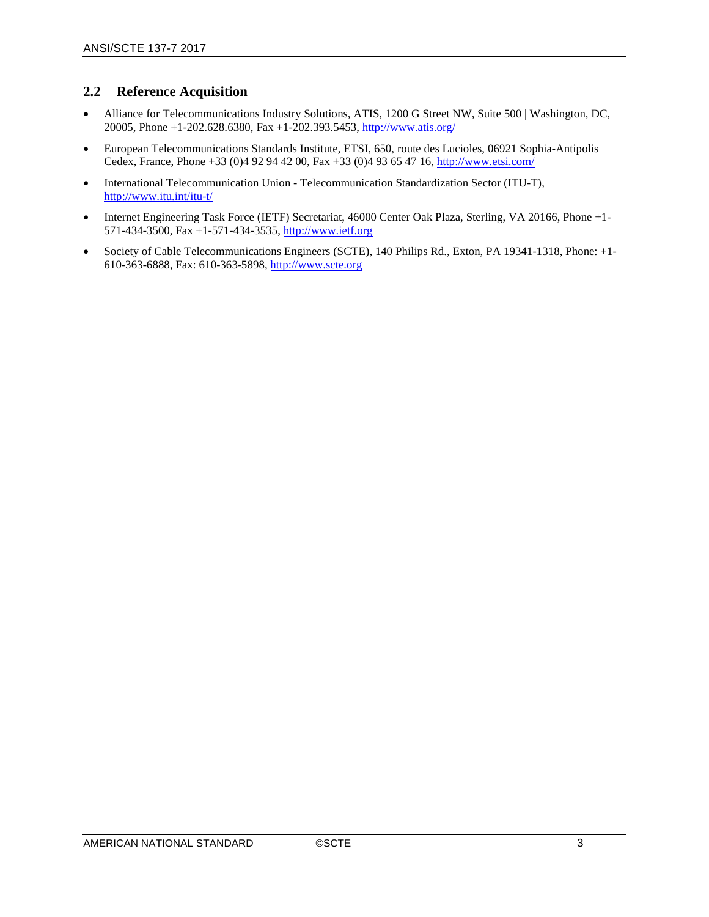## 2.2 Reference Acquisition

- Alliance for Telecommunications Industry Solutions, ATIS, 1200 G Street NW, Suite 500 | Washington, DC, 20005, Phone +1-202.628.6380, Fax +1-202.393.5453, http://www.atis.org/
- European Telecommunications Standards Institute, ETSI, 650, route des Lucioles, 06921 Sophia-Antipolis Cedex, France, Phone +33 (0)4 92 94 42 00, Fax +33 (0)4 93 65 47 16, http://www.etsi.com/
- International Telecommunication Union - Telecommunication Standardization Sector (ITU-T), http://www.itu.int/itu-t/
- Internet Engineering Task Force (IETF) Secretariat, 46000 Center Oak Plaza, Sterling, VA 20166, Phone +1-571-434-3500, Fax +1-571-434-3535, http://www.ietf.org
- Society of Cable Telecommunications Engineers (SCTE), 140 Philips Rd., Exton, PA 19341-1318, Phone: +1-610-363-6888, Fax: 610-363-5898, http://www.scte.org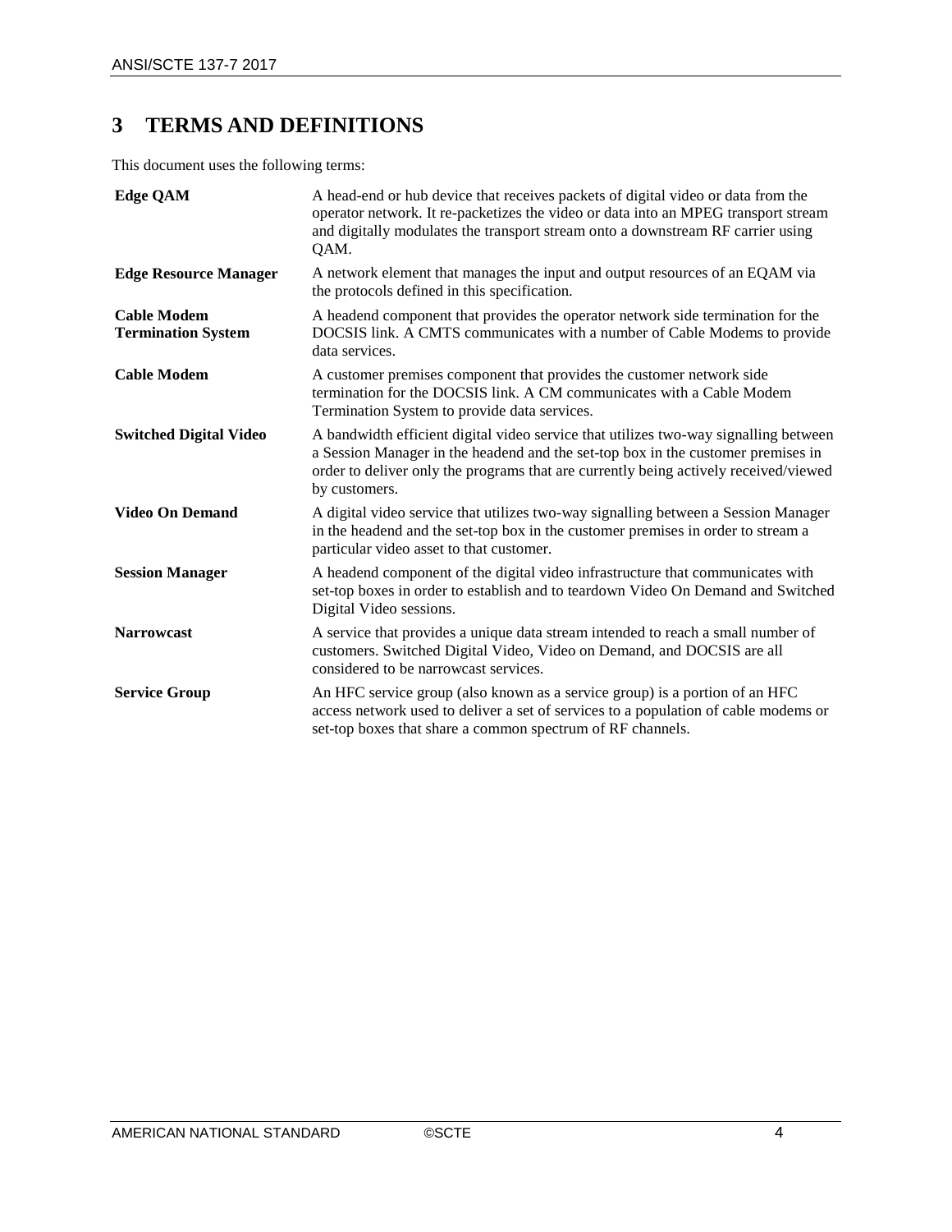# 3 TERMS AND DEFINITIONS

This document uses the following terms:

| | |
|---|---|
| **Edge QAM** | A head-end or hub device that receives packets of digital video or data from the operator network. It re-packetizes the video or data into an MPEG transport stream and digitally modulates the transport stream onto a downstream RF carrier using QAM. |
| **Edge Resource Manager** | A network element that manages the input and output resources of an EQAM via the protocols defined in this specification. |
| **Cable Modem Termination System** | A headend component that provides the operator network side termination for the DOCSIS link. A CMTS communicates with a number of Cable Modems to provide data services. |
| **Cable Modem** | A customer premises component that provides the customer network side termination for the DOCSIS link. A CM communicates with a Cable Modem Termination System to provide data services. |
| **Switched Digital Video** | A bandwidth efficient digital video service that utilizes two-way signalling between a Session Manager in the headend and the set-top box in the customer premises in order to deliver only the programs that are currently being actively received/viewed by customers. |
| **Video On Demand** | A digital video service that utilizes two-way signalling between a Session Manager in the headend and the set-top box in the customer premises in order to stream a particular video asset to that customer. |
| **Session Manager** | A headend component of the digital video infrastructure that communicates with set-top boxes in order to establish and to teardown Video On Demand and Switched Digital Video sessions. |
| **Narrowcast** | A service that provides a unique data stream intended to reach a small number of customers. Switched Digital Video, Video on Demand, and DOCSIS are all considered to be narrowcast services. |
| **Service Group** | An HFC service group (also known as a service group) is a portion of an HFC access network used to deliver a set of services to a population of cable modems or set-top boxes that share a common spectrum of RF channels. |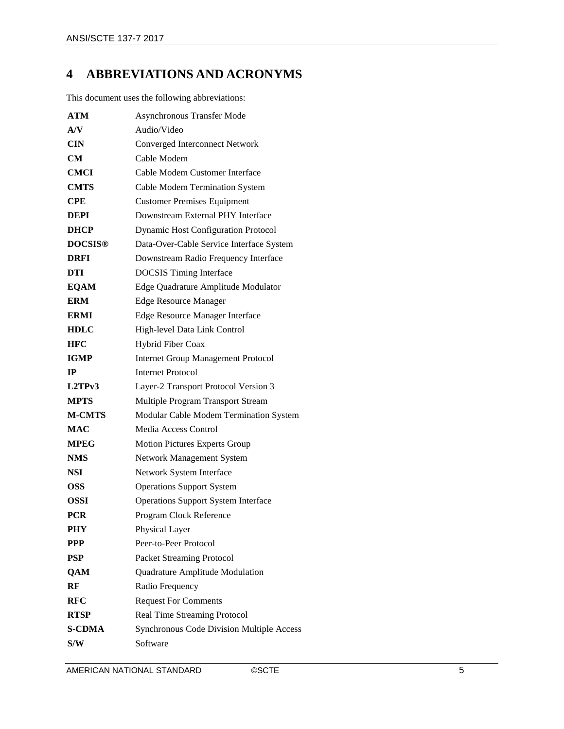# 4 ABBREVIATIONS AND ACRONYMS

This document uses the following abbreviations:

| | |
|---|---|
| **ATM** | Asynchronous Transfer Mode |
| **A/V** | Audio/Video |
| **CIN** | Converged Interconnect Network |
| **CM** | Cable Modem |
| **CMCI** | Cable Modem Customer Interface |
| **CMTS** | Cable Modem Termination System |
| **CPE** | Customer Premises Equipment |
| **DEPI** | Downstream External PHY Interface |
| **DHCP** | Dynamic Host Configuration Protocol |
| **DOCSIS®** | Data-Over-Cable Service Interface System |
| **DRFI** | Downstream Radio Frequency Interface |
| **DTI** | DOCSIS Timing Interface |
| **EQAM** | Edge Quadrature Amplitude Modulator |
| **ERM** | Edge Resource Manager |
| **ERMI** | Edge Resource Manager Interface |
| **HDLC** | High-level Data Link Control |
| **HFC** | Hybrid Fiber Coax |
| **IGMP** | Internet Group Management Protocol |
| **IP** | Internet Protocol |
| **L2TPv3** | Layer-2 Transport Protocol Version 3 |
| **MPTS** | Multiple Program Transport Stream |
| **M-CMTS** | Modular Cable Modem Termination System |
| **MAC** | Media Access Control |
| **MPEG** | Motion Pictures Experts Group |
| **NMS** | Network Management System |
| **NSI** | Network System Interface |
| **OSS** | Operations Support System |
| **OSSI** | Operations Support System Interface |
| **PCR** | Program Clock Reference |
| **PHY** | Physical Layer |
| **PPP** | Peer-to-Peer Protocol |
| **PSP** | Packet Streaming Protocol |
| **QAM** | Quadrature Amplitude Modulation |
| **RF** | Radio Frequency |
| **RFC** | Request For Comments |
| **RTSP** | Real Time Streaming Protocol |
| **S-CDMA** | Synchronous Code Division Multiple Access |
| **S/W** | Software |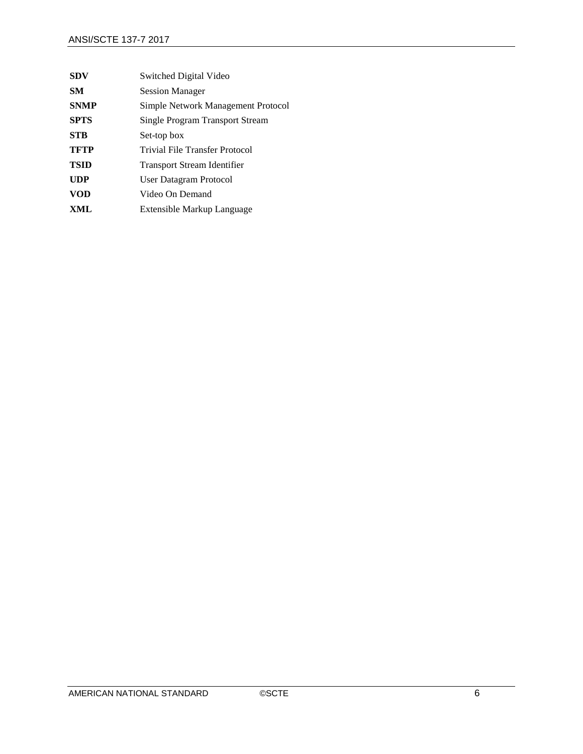| | |
|---|---|
| **SDV** | Switched Digital Video |
| **SM** | Session Manager |
| **SNMP** | Simple Network Management Protocol |
| **SPTS** | Single Program Transport Stream |
| **STB** | Set-top box |
| **TFTP** | Trivial File Transfer Protocol |
| **TSID** | Transport Stream Identifier |
| **UDP** | User Datagram Protocol |
| **VOD** | Video On Demand |
| **XML** | Extensible Markup Language |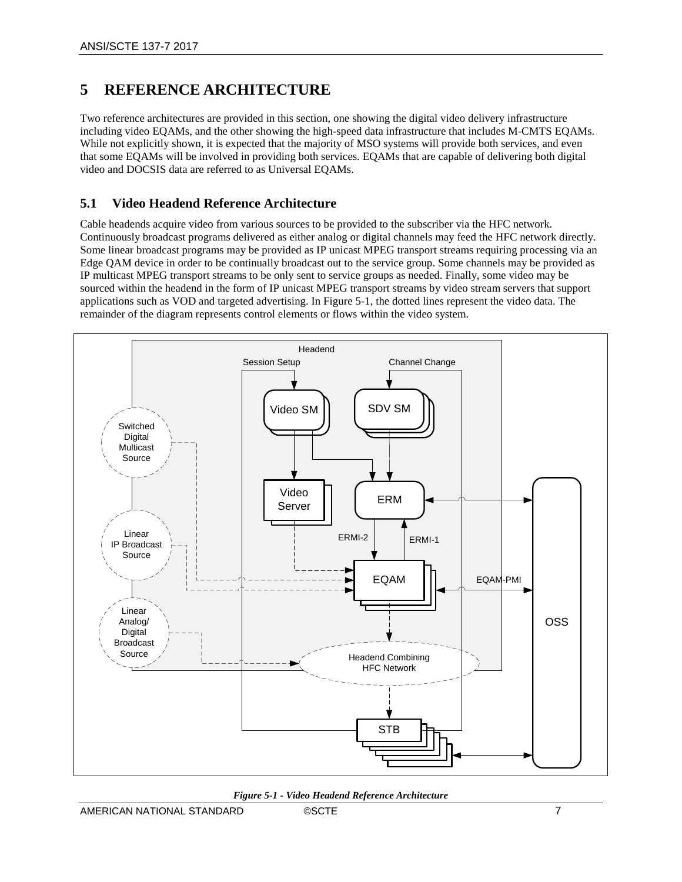# 5 REFERENCE ARCHITECTURE

Two reference architectures are provided in this section, one showing the digital video delivery infrastructure including video EQAMs, and the other showing the high-speed data infrastructure that includes M-CMTS EQAMs. While not explicitly shown, it is expected that the majority of MSO systems will provide both services, and even that some EQAMs will be involved in providing both services. EQAMs that are capable of delivering both digital video and DOCSIS data are referred to as Universal EQAMs.

## 5.1 Video Headend Reference Architecture

Cable headends acquire video from various sources to be provided to the subscriber via the HFC network. Continuously broadcast programs delivered as either analog or digital channels may feed the HFC network directly. Some linear broadcast programs may be provided as IP unicast MPEG transport streams requiring processing via an Edge QAM device in order to be continually broadcast out to the service group. Some channels may be provided as IP multicast MPEG transport streams to be only sent to service groups as needed. Finally, some video may be sourced within the headend in the form of IP unicast MPEG transport streams by video stream servers that support applications such as VOD and targeted advertising. In Figure 5-1, the dotted lines represent the video data. The remainder of the diagram represents control elements or flows within the video system.

*Figure 5-1 - Video Headend Reference Architecture*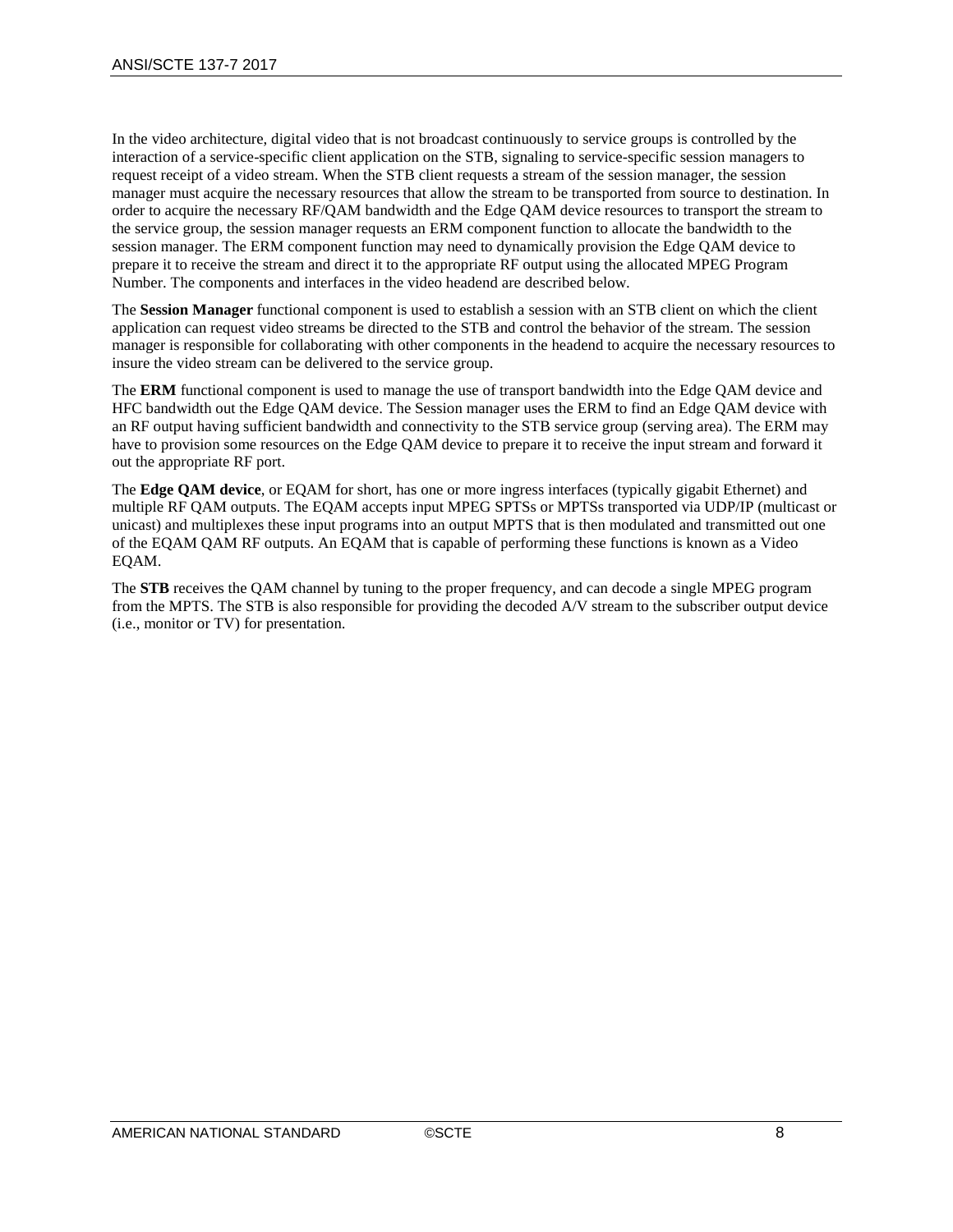In the video architecture, digital video that is not broadcast continuously to service groups is controlled by the interaction of a service-specific client application on the STB, signaling to service-specific session managers to request receipt of a video stream. When the STB client requests a stream of the session manager, the session manager must acquire the necessary resources that allow the stream to be transported from source to destination. In order to acquire the necessary RF/QAM bandwidth and the Edge QAM device resources to transport the stream to the service group, the session manager requests an ERM component function to allocate the bandwidth to the session manager. The ERM component function may need to dynamically provision the Edge QAM device to prepare it to receive the stream and direct it to the appropriate RF output using the allocated MPEG Program Number. The components and interfaces in the video headend are described below.

The **Session Manager** functional component is used to establish a session with an STB client on which the client application can request video streams be directed to the STB and control the behavior of the stream. The session manager is responsible for collaborating with other components in the headend to acquire the necessary resources to insure the video stream can be delivered to the service group.

The **ERM** functional component is used to manage the use of transport bandwidth into the Edge QAM device and HFC bandwidth out the Edge QAM device. The Session manager uses the ERM to find an Edge QAM device with an RF output having sufficient bandwidth and connectivity to the STB service group (serving area). The ERM may have to provision some resources on the Edge QAM device to prepare it to receive the input stream and forward it out the appropriate RF port.

The **Edge QAM device**, or EQAM for short, has one or more ingress interfaces (typically gigabit Ethernet) and multiple RF QAM outputs. The EQAM accepts input MPEG SPTSs or MPTSs transported via UDP/IP (multicast or unicast) and multiplexes these input programs into an output MPTS that is then modulated and transmitted out one of the EQAM QAM RF outputs. An EQAM that is capable of performing these functions is known as a Video EQAM.

The **STB** receives the QAM channel by tuning to the proper frequency, and can decode a single MPEG program from the MPTS. The STB is also responsible for providing the decoded A/V stream to the subscriber output device (i.e., monitor or TV) for presentation.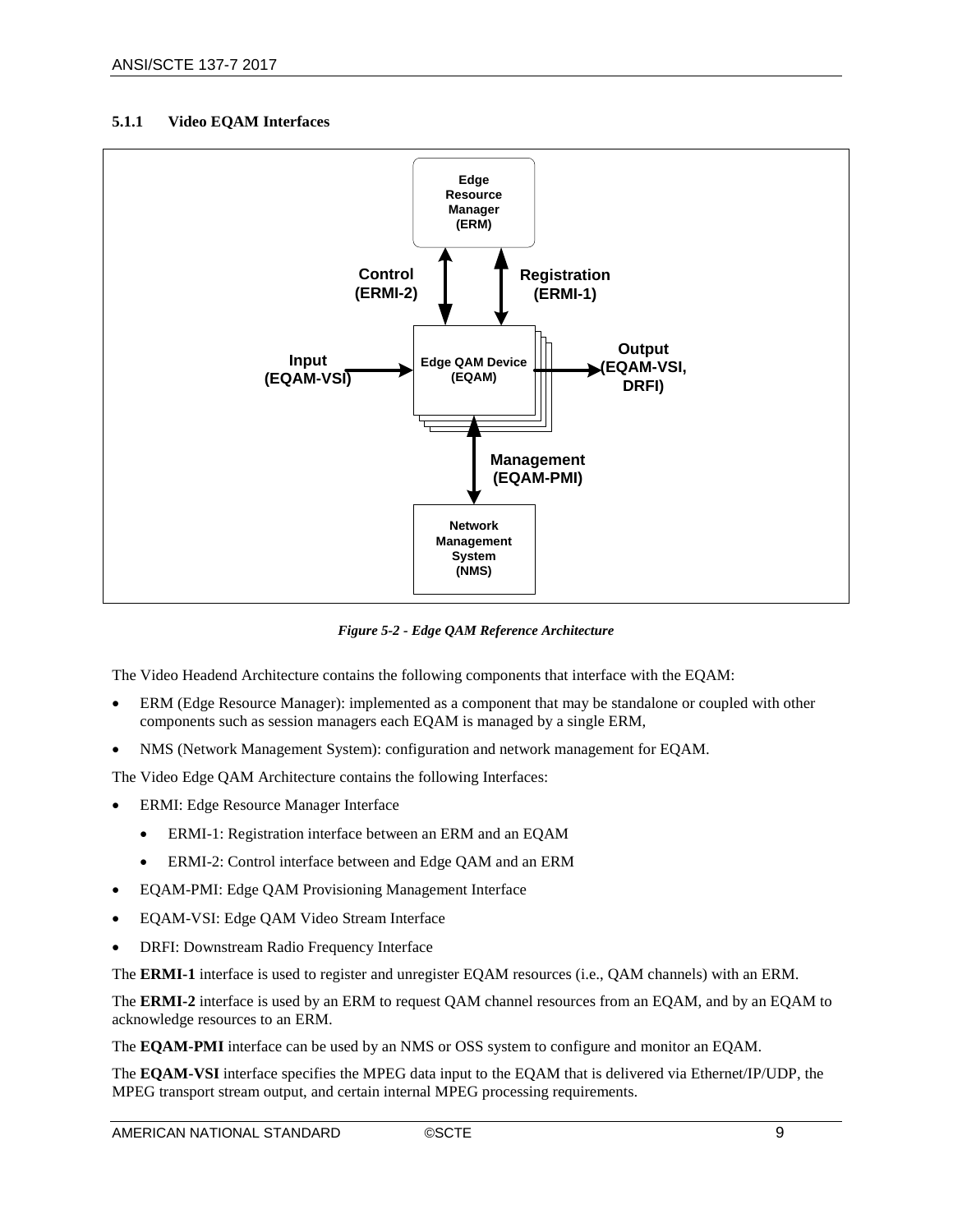### 5.1.1 Video EQAM Interfaces

*Figure 5-2 - Edge QAM Reference Architecture*

The Video Headend Architecture contains the following components that interface with the EQAM:

- ERM (Edge Resource Manager): implemented as a component that may be standalone or coupled with other components such as session managers each EQAM is managed by a single ERM,
- NMS (Network Management System): configuration and network management for EQAM.

The Video Edge QAM Architecture contains the following Interfaces:

- ERMI: Edge Resource Manager Interface
  - ERMI-1: Registration interface between an ERM and an EQAM
  - ERMI-2: Control interface between and Edge QAM and an ERM
- EQAM-PMI: Edge QAM Provisioning Management Interface
- EQAM-VSI: Edge QAM Video Stream Interface
- DRFI: Downstream Radio Frequency Interface

The **ERMI-1** interface is used to register and unregister EQAM resources (i.e., QAM channels) with an ERM.

The **ERMI-2** interface is used by an ERM to request QAM channel resources from an EQAM, and by an EQAM to acknowledge resources to an ERM.

The **EQAM-PMI** interface can be used by an NMS or OSS system to configure and monitor an EQAM.

The **EQAM-VSI** interface specifies the MPEG data input to the EQAM that is delivered via Ethernet/IP/UDP, the MPEG transport stream output, and certain internal MPEG processing requirements.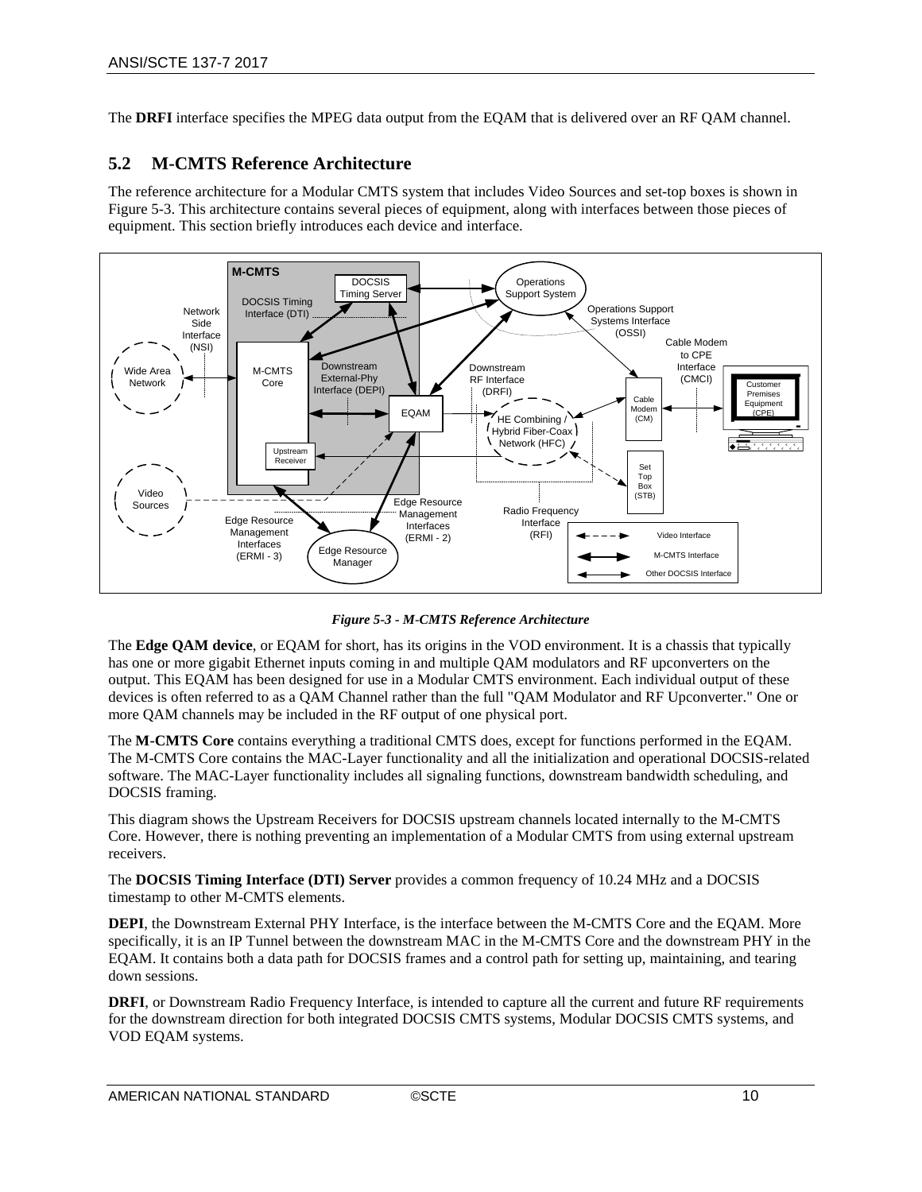The **DRFI** interface specifies the MPEG data output from the EQAM that is delivered over an RF QAM channel.

## 5.2 M-CMTS Reference Architecture

The reference architecture for a Modular CMTS system that includes Video Sources and set-top boxes is shown in Figure 5-3. This architecture contains several pieces of equipment, along with interfaces between those pieces of equipment. This section briefly introduces each device and interface.

*Figure 5-3 - M-CMTS Reference Architecture*

The **Edge QAM device**, or EQAM for short, has its origins in the VOD environment. It is a chassis that typically has one or more gigabit Ethernet inputs coming in and multiple QAM modulators and RF upconverters on the output. This EQAM has been designed for use in a Modular CMTS environment. Each individual output of these devices is often referred to as a QAM Channel rather than the full "QAM Modulator and RF Upconverter." One or more QAM channels may be included in the RF output of one physical port.

The **M-CMTS Core** contains everything a traditional CMTS does, except for functions performed in the EQAM. The M-CMTS Core contains the MAC-Layer functionality and all the initialization and operational DOCSIS-related software. The MAC-Layer functionality includes all signaling functions, downstream bandwidth scheduling, and DOCSIS framing.

This diagram shows the Upstream Receivers for DOCSIS upstream channels located internally to the M-CMTS Core. However, there is nothing preventing an implementation of a Modular CMTS from using external upstream receivers.

The **DOCSIS Timing Interface (DTI) Server** provides a common frequency of 10.24 MHz and a DOCSIS timestamp to other M-CMTS elements.

**DEPI**, the Downstream External PHY Interface, is the interface between the M-CMTS Core and the EQAM. More specifically, it is an IP Tunnel between the downstream MAC in the M-CMTS Core and the downstream PHY in the EQAM. It contains both a data path for DOCSIS frames and a control path for setting up, maintaining, and tearing down sessions.

**DRFI**, or Downstream Radio Frequency Interface, is intended to capture all the current and future RF requirements for the downstream direction for both integrated DOCSIS CMTS systems, Modular DOCSIS CMTS systems, and VOD EQAM systems.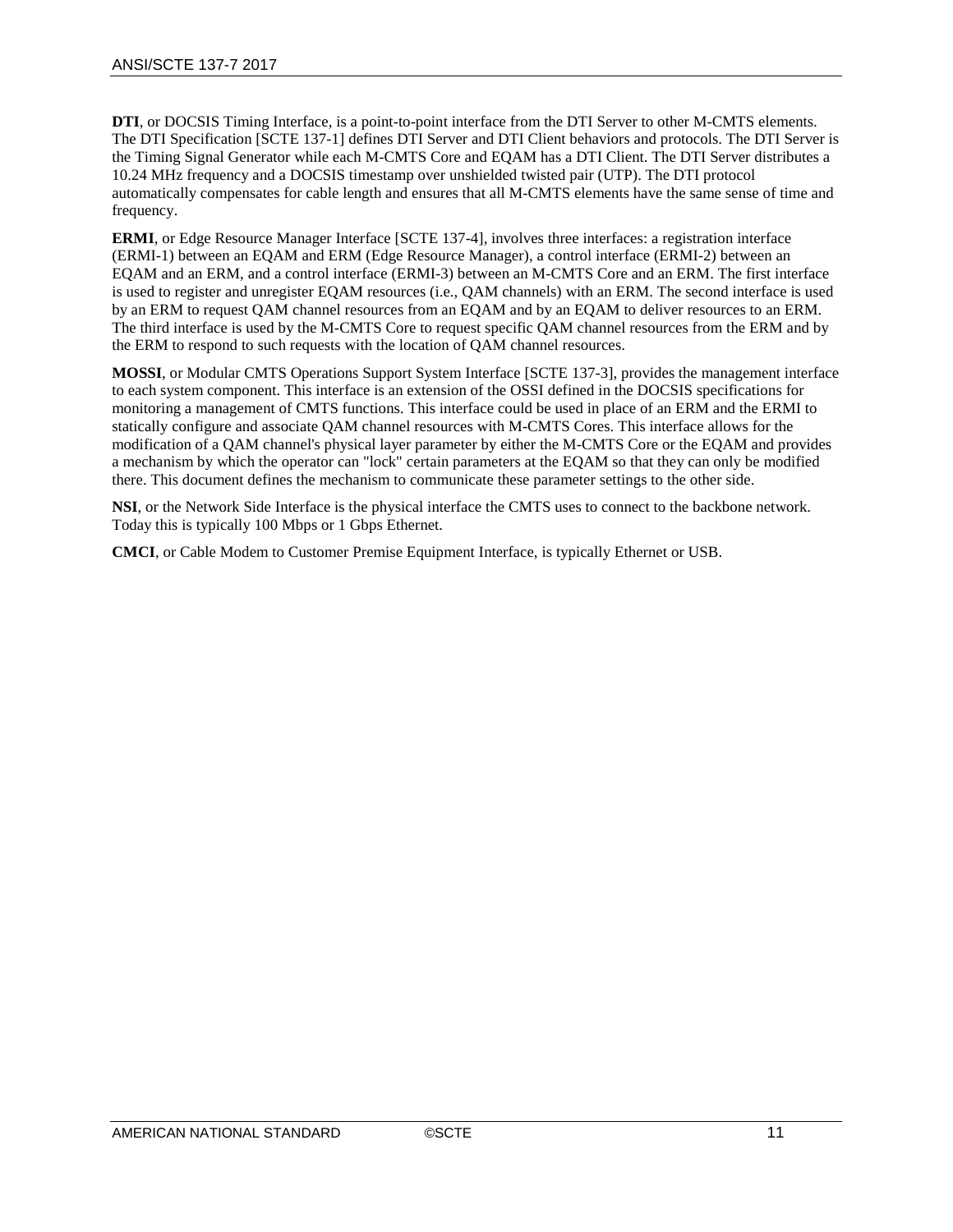**DTI**, or DOCSIS Timing Interface, is a point-to-point interface from the DTI Server to other M-CMTS elements. The DTI Specification [SCTE 137-1] defines DTI Server and DTI Client behaviors and protocols. The DTI Server is the Timing Signal Generator while each M-CMTS Core and EQAM has a DTI Client. The DTI Server distributes a 10.24 MHz frequency and a DOCSIS timestamp over unshielded twisted pair (UTP). The DTI protocol automatically compensates for cable length and ensures that all M-CMTS elements have the same sense of time and frequency.

**ERMI**, or Edge Resource Manager Interface [SCTE 137-4], involves three interfaces: a registration interface (ERMI-1) between an EQAM and ERM (Edge Resource Manager), a control interface (ERMI-2) between an EQAM and an ERM, and a control interface (ERMI-3) between an M-CMTS Core and an ERM. The first interface is used to register and unregister EQAM resources (i.e., QAM channels) with an ERM. The second interface is used by an ERM to request QAM channel resources from an EQAM and by an EQAM to deliver resources to an ERM. The third interface is used by the M-CMTS Core to request specific QAM channel resources from the ERM and by the ERM to respond to such requests with the location of QAM channel resources.

**MOSSI**, or Modular CMTS Operations Support System Interface [SCTE 137-3], provides the management interface to each system component. This interface is an extension of the OSSI defined in the DOCSIS specifications for monitoring a management of CMTS functions. This interface could be used in place of an ERM and the ERMI to statically configure and associate QAM channel resources with M-CMTS Cores. This interface allows for the modification of a QAM channel's physical layer parameter by either the M-CMTS Core or the EQAM and provides a mechanism by which the operator can "lock" certain parameters at the EQAM so that they can only be modified there. This document defines the mechanism to communicate these parameter settings to the other side.

**NSI**, or the Network Side Interface is the physical interface the CMTS uses to connect to the backbone network. Today this is typically 100 Mbps or 1 Gbps Ethernet.

**CMCI**, or Cable Modem to Customer Premise Equipment Interface, is typically Ethernet or USB.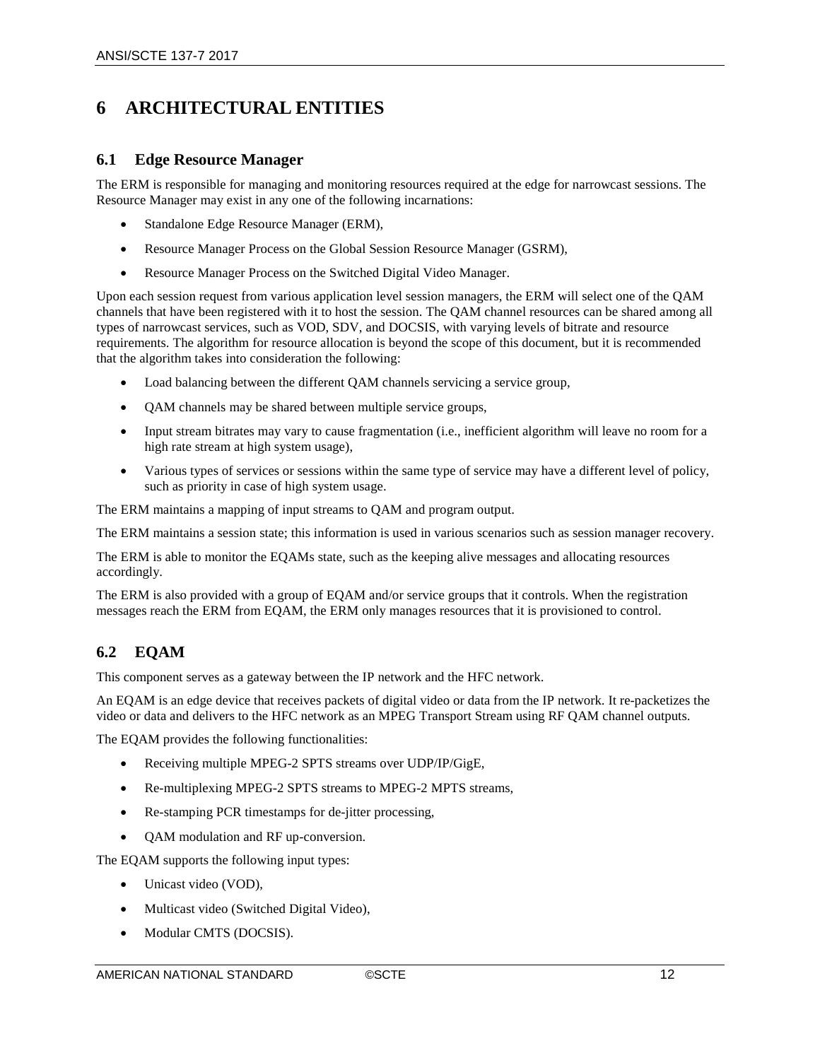# 6 ARCHITECTURAL ENTITIES

## 6.1 Edge Resource Manager

The ERM is responsible for managing and monitoring resources required at the edge for narrowcast sessions. The Resource Manager may exist in any one of the following incarnations:

- Standalone Edge Resource Manager (ERM),
- Resource Manager Process on the Global Session Resource Manager (GSRM),
- Resource Manager Process on the Switched Digital Video Manager.

Upon each session request from various application level session managers, the ERM will select one of the QAM channels that have been registered with it to host the session. The QAM channel resources can be shared among all types of narrowcast services, such as VOD, SDV, and DOCSIS, with varying levels of bitrate and resource requirements. The algorithm for resource allocation is beyond the scope of this document, but it is recommended that the algorithm takes into consideration the following:

- Load balancing between the different QAM channels servicing a service group,
- QAM channels may be shared between multiple service groups,
- Input stream bitrates may vary to cause fragmentation (i.e., inefficient algorithm will leave no room for a high rate stream at high system usage),
- Various types of services or sessions within the same type of service may have a different level of policy, such as priority in case of high system usage.

The ERM maintains a mapping of input streams to QAM and program output.

The ERM maintains a session state; this information is used in various scenarios such as session manager recovery.

The ERM is able to monitor the EQAMs state, such as the keeping alive messages and allocating resources accordingly.

The ERM is also provided with a group of EQAM and/or service groups that it controls. When the registration messages reach the ERM from EQAM, the ERM only manages resources that it is provisioned to control.

## 6.2 EQAM

This component serves as a gateway between the IP network and the HFC network.

An EQAM is an edge device that receives packets of digital video or data from the IP network. It re-packetizes the video or data and delivers to the HFC network as an MPEG Transport Stream using RF QAM channel outputs.

The EQAM provides the following functionalities:

- Receiving multiple MPEG-2 SPTS streams over UDP/IP/GigE,
- Re-multiplexing MPEG-2 SPTS streams to MPEG-2 MPTS streams,
- Re-stamping PCR timestamps for de-jitter processing,
- QAM modulation and RF up-conversion.

The EQAM supports the following input types:

- Unicast video (VOD),
- Multicast video (Switched Digital Video),
- Modular CMTS (DOCSIS).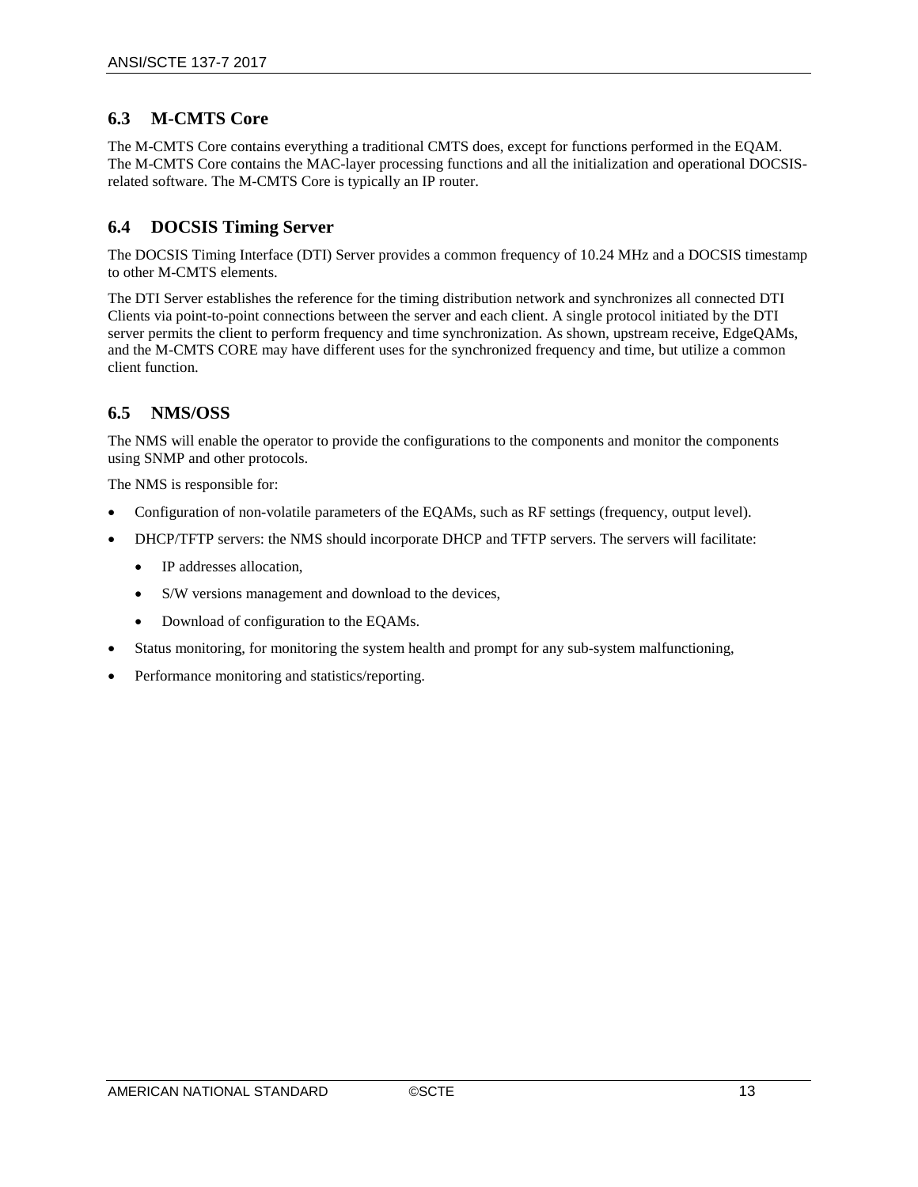## 6.3 M-CMTS Core

The M-CMTS Core contains everything a traditional CMTS does, except for functions performed in the EQAM. The M-CMTS Core contains the MAC-layer processing functions and all the initialization and operational DOCSIS-related software. The M-CMTS Core is typically an IP router.

## 6.4 DOCSIS Timing Server

The DOCSIS Timing Interface (DTI) Server provides a common frequency of 10.24 MHz and a DOCSIS timestamp to other M-CMTS elements.

The DTI Server establishes the reference for the timing distribution network and synchronizes all connected DTI Clients via point-to-point connections between the server and each client. A single protocol initiated by the DTI server permits the client to perform frequency and time synchronization. As shown, upstream receive, EdgeQAMs, and the M-CMTS CORE may have different uses for the synchronized frequency and time, but utilize a common client function.

## 6.5 NMS/OSS

The NMS will enable the operator to provide the configurations to the components and monitor the components using SNMP and other protocols.

The NMS is responsible for:

- Configuration of non-volatile parameters of the EQAMs, such as RF settings (frequency, output level).
- DHCP/TFTP servers: the NMS should incorporate DHCP and TFTP servers. The servers will facilitate:
  - IP addresses allocation,
  - S/W versions management and download to the devices,
  - Download of configuration to the EQAMs.
- Status monitoring, for monitoring the system health and prompt for any sub-system malfunctioning,
- Performance monitoring and statistics/reporting.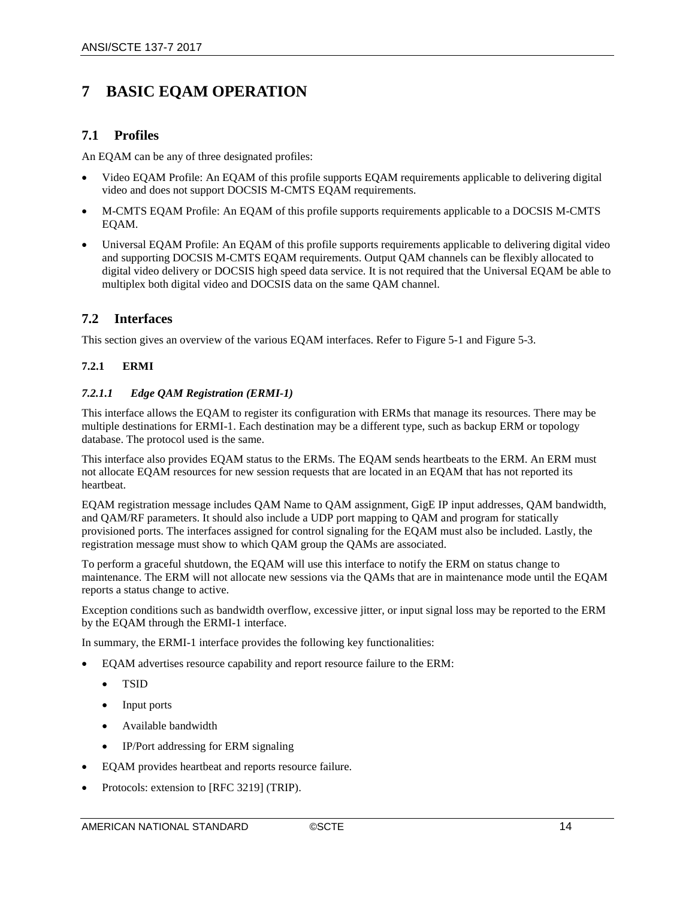# 7 BASIC EQAM OPERATION

## 7.1 Profiles

An EQAM can be any of three designated profiles:

- Video EQAM Profile: An EQAM of this profile supports EQAM requirements applicable to delivering digital video and does not support DOCSIS M-CMTS EQAM requirements.
- M-CMTS EQAM Profile: An EQAM of this profile supports requirements applicable to a DOCSIS M-CMTS EQAM.
- Universal EQAM Profile: An EQAM of this profile supports requirements applicable to delivering digital video and supporting DOCSIS M-CMTS EQAM requirements. Output QAM channels can be flexibly allocated to digital video delivery or DOCSIS high speed data service. It is not required that the Universal EQAM be able to multiplex both digital video and DOCSIS data on the same QAM channel.

## 7.2 Interfaces

This section gives an overview of the various EQAM interfaces. Refer to Figure 5-1 and Figure 5-3.

### 7.2.1 ERMI

#### *7.2.1.1 Edge QAM Registration (ERMI-1)*

This interface allows the EQAM to register its configuration with ERMs that manage its resources. There may be multiple destinations for ERMI-1. Each destination may be a different type, such as backup ERM or topology database. The protocol used is the same.

This interface also provides EQAM status to the ERMs. The EQAM sends heartbeats to the ERM. An ERM must not allocate EQAM resources for new session requests that are located in an EQAM that has not reported its heartbeat.

EQAM registration message includes QAM Name to QAM assignment, GigE IP input addresses, QAM bandwidth, and QAM/RF parameters. It should also include a UDP port mapping to QAM and program for statically provisioned ports. The interfaces assigned for control signaling for the EQAM must also be included. Lastly, the registration message must show to which QAM group the QAMs are associated.

To perform a graceful shutdown, the EQAM will use this interface to notify the ERM on status change to maintenance. The ERM will not allocate new sessions via the QAMs that are in maintenance mode until the EQAM reports a status change to active.

Exception conditions such as bandwidth overflow, excessive jitter, or input signal loss may be reported to the ERM by the EQAM through the ERMI-1 interface.

In summary, the ERMI-1 interface provides the following key functionalities:

- EQAM advertises resource capability and report resource failure to the ERM:
  - TSID
  - Input ports
  - Available bandwidth
  - IP/Port addressing for ERM signaling
- EQAM provides heartbeat and reports resource failure.
- Protocols: extension to [RFC 3219] (TRIP).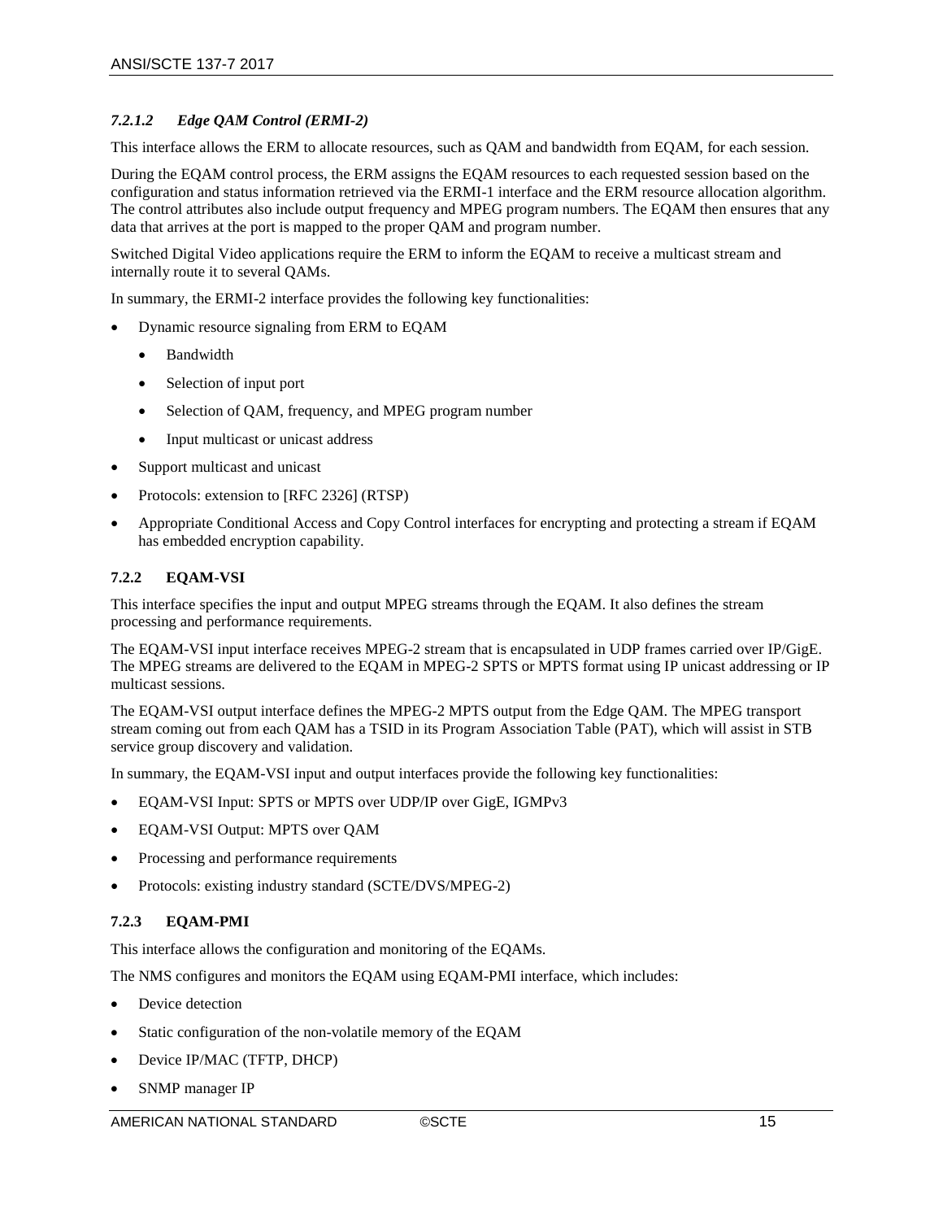#### *7.2.1.2 Edge QAM Control (ERMI-2)*

This interface allows the ERM to allocate resources, such as QAM and bandwidth from EQAM, for each session.

During the EQAM control process, the ERM assigns the EQAM resources to each requested session based on the configuration and status information retrieved via the ERMI-1 interface and the ERM resource allocation algorithm. The control attributes also include output frequency and MPEG program numbers. The EQAM then ensures that any data that arrives at the port is mapped to the proper QAM and program number.

Switched Digital Video applications require the ERM to inform the EQAM to receive a multicast stream and internally route it to several QAMs.

In summary, the ERMI-2 interface provides the following key functionalities:

- Dynamic resource signaling from ERM to EQAM
  - Bandwidth
  - Selection of input port
  - Selection of QAM, frequency, and MPEG program number
  - Input multicast or unicast address
- Support multicast and unicast
- Protocols: extension to [RFC 2326] (RTSP)
- Appropriate Conditional Access and Copy Control interfaces for encrypting and protecting a stream if EQAM has embedded encryption capability.

### 7.2.2 EQAM-VSI

This interface specifies the input and output MPEG streams through the EQAM. It also defines the stream processing and performance requirements.

The EQAM-VSI input interface receives MPEG-2 stream that is encapsulated in UDP frames carried over IP/GigE. The MPEG streams are delivered to the EQAM in MPEG-2 SPTS or MPTS format using IP unicast addressing or IP multicast sessions.

The EQAM-VSI output interface defines the MPEG-2 MPTS output from the Edge QAM. The MPEG transport stream coming out from each QAM has a TSID in its Program Association Table (PAT), which will assist in STB service group discovery and validation.

In summary, the EQAM-VSI input and output interfaces provide the following key functionalities:

- EQAM-VSI Input: SPTS or MPTS over UDP/IP over GigE, IGMPv3
- EQAM-VSI Output: MPTS over QAM
- Processing and performance requirements
- Protocols: existing industry standard (SCTE/DVS/MPEG-2)

### 7.2.3 EQAM-PMI

This interface allows the configuration and monitoring of the EQAMs.

The NMS configures and monitors the EQAM using EQAM-PMI interface, which includes:

- Device detection
- Static configuration of the non-volatile memory of the EQAM
- Device IP/MAC (TFTP, DHCP)
- SNMP manager IP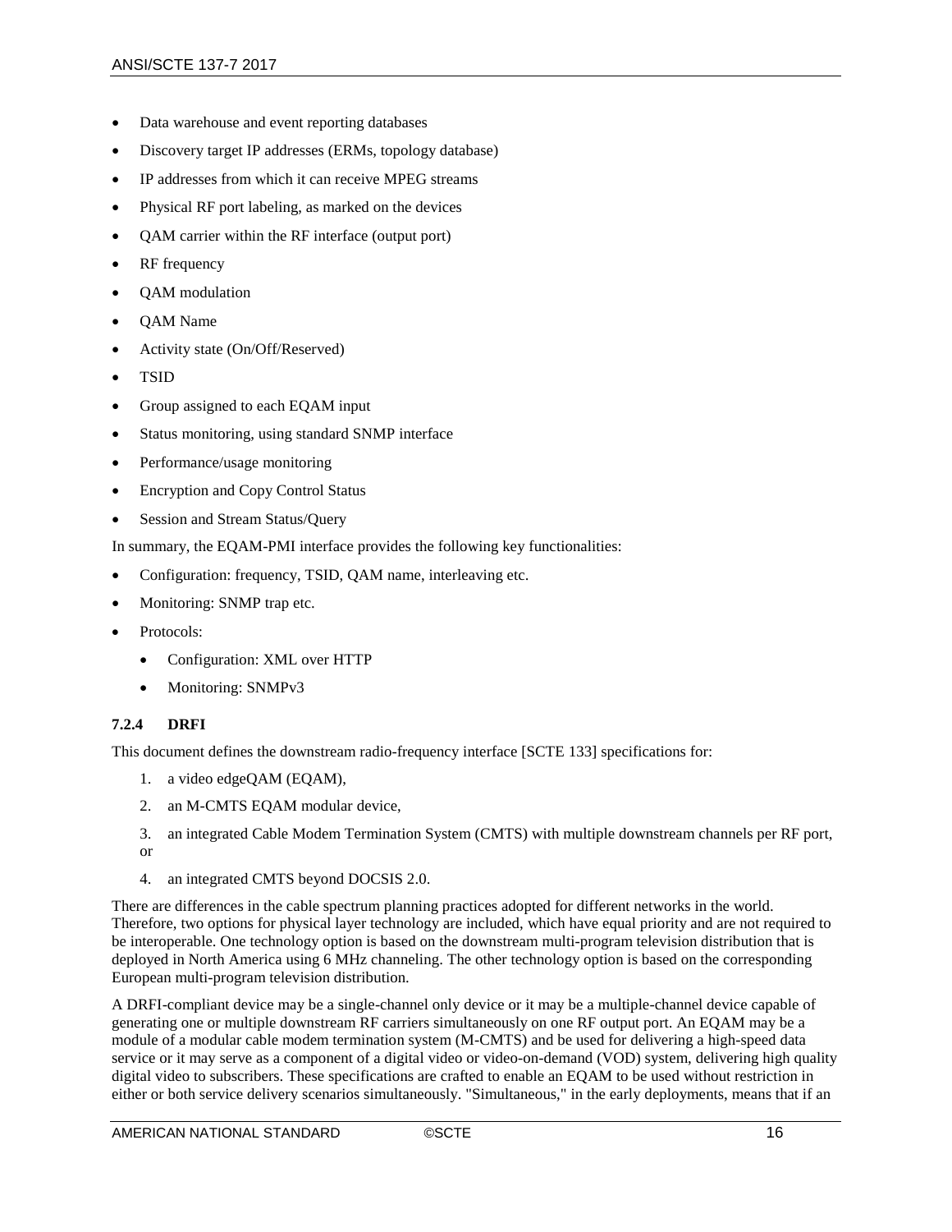- Data warehouse and event reporting databases
- Discovery target IP addresses (ERMs, topology database)
- IP addresses from which it can receive MPEG streams
- Physical RF port labeling, as marked on the devices
- QAM carrier within the RF interface (output port)
- RF frequency
- QAM modulation
- QAM Name
- Activity state (On/Off/Reserved)
- TSID
- Group assigned to each EQAM input
- Status monitoring, using standard SNMP interface
- Performance/usage monitoring
- Encryption and Copy Control Status
- Session and Stream Status/Query

In summary, the EQAM-PMI interface provides the following key functionalities:

- Configuration: frequency, TSID, QAM name, interleaving etc.
- Monitoring: SNMP trap etc.
- Protocols:
  - Configuration: XML over HTTP
  - Monitoring: SNMPv3

#### 7.2.4 DRFI

This document defines the downstream radio-frequency interface [SCTE 133] specifications for:

1. a video edgeQAM (EQAM),
2. an M-CMTS EQAM modular device,
3. an integrated Cable Modem Termination System (CMTS) with multiple downstream channels per RF port, or
4. an integrated CMTS beyond DOCSIS 2.0.

There are differences in the cable spectrum planning practices adopted for different networks in the world. Therefore, two options for physical layer technology are included, which have equal priority and are not required to be interoperable. One technology option is based on the downstream multi-program television distribution that is deployed in North America using 6 MHz channeling. The other technology option is based on the corresponding European multi-program television distribution.

A DRFI-compliant device may be a single-channel only device or it may be a multiple-channel device capable of generating one or multiple downstream RF carriers simultaneously on one RF output port. An EQAM may be a module of a modular cable modem termination system (M-CMTS) and be used for delivering a high-speed data service or it may serve as a component of a digital video or video-on-demand (VOD) system, delivering high quality digital video to subscribers. These specifications are crafted to enable an EQAM to be used without restriction in either or both service delivery scenarios simultaneously. "Simultaneous," in the early deployments, means that if an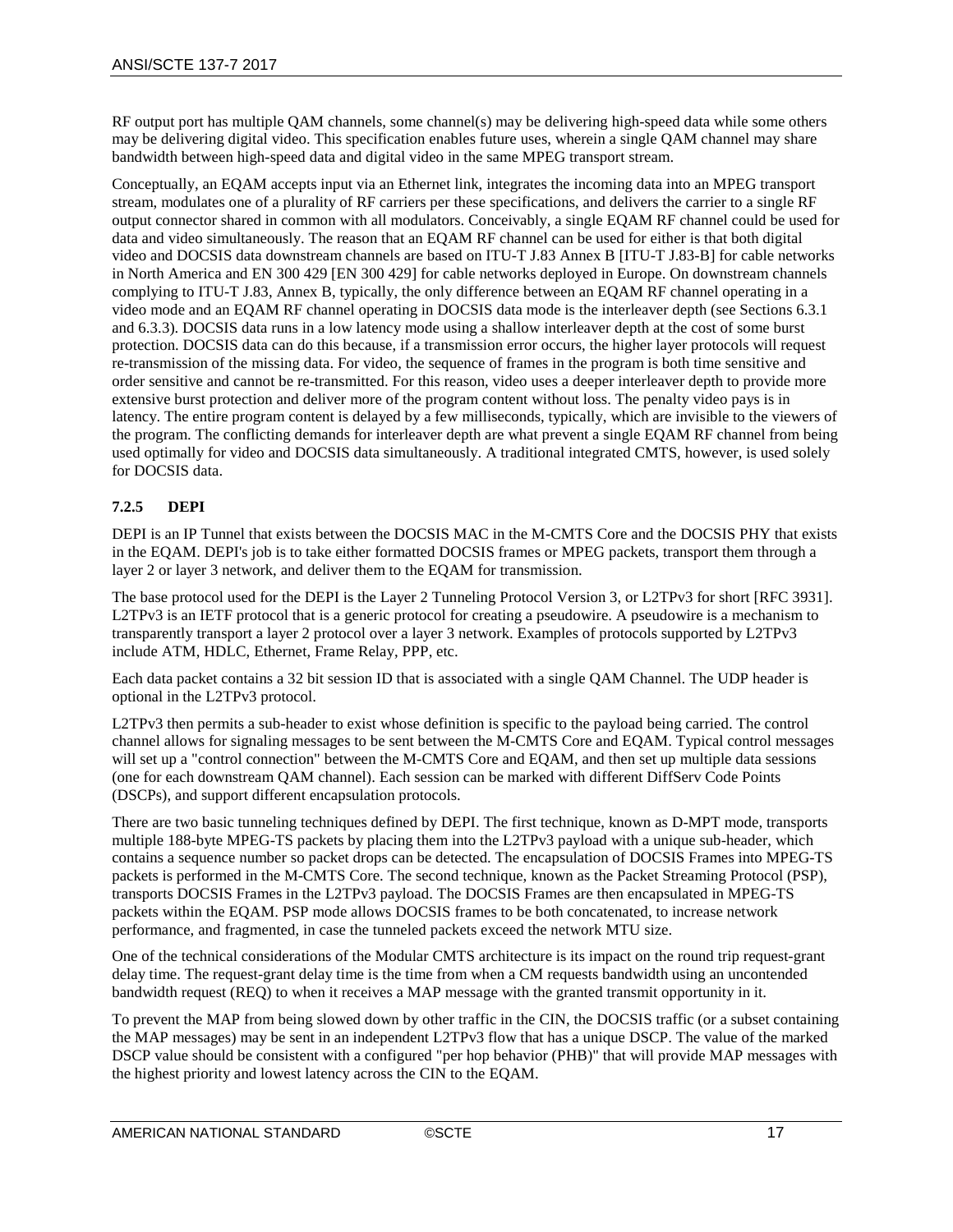RF output port has multiple QAM channels, some channel(s) may be delivering high-speed data while some others may be delivering digital video. This specification enables future uses, wherein a single QAM channel may share bandwidth between high-speed data and digital video in the same MPEG transport stream.

Conceptually, an EQAM accepts input via an Ethernet link, integrates the incoming data into an MPEG transport stream, modulates one of a plurality of RF carriers per these specifications, and delivers the carrier to a single RF output connector shared in common with all modulators. Conceivably, a single EQAM RF channel could be used for data and video simultaneously. The reason that an EQAM RF channel can be used for either is that both digital video and DOCSIS data downstream channels are based on ITU-T J.83 Annex B [ITU-T J.83-B] for cable networks in North America and EN 300 429 [EN 300 429] for cable networks deployed in Europe. On downstream channels complying to ITU-T J.83, Annex B, typically, the only difference between an EQAM RF channel operating in a video mode and an EQAM RF channel operating in DOCSIS data mode is the interleaver depth (see Sections 6.3.1 and 6.3.3). DOCSIS data runs in a low latency mode using a shallow interleaver depth at the cost of some burst protection. DOCSIS data can do this because, if a transmission error occurs, the higher layer protocols will request re-transmission of the missing data. For video, the sequence of frames in the program is both time sensitive and order sensitive and cannot be re-transmitted. For this reason, video uses a deeper interleaver depth to provide more extensive burst protection and deliver more of the program content without loss. The penalty video pays is in latency. The entire program content is delayed by a few milliseconds, typically, which are invisible to the viewers of the program. The conflicting demands for interleaver depth are what prevent a single EQAM RF channel from being used optimally for video and DOCSIS data simultaneously. A traditional integrated CMTS, however, is used solely for DOCSIS data.

### 7.2.5 DEPI

DEPI is an IP Tunnel that exists between the DOCSIS MAC in the M-CMTS Core and the DOCSIS PHY that exists in the EQAM. DEPI's job is to take either formatted DOCSIS frames or MPEG packets, transport them through a layer 2 or layer 3 network, and deliver them to the EQAM for transmission.

The base protocol used for the DEPI is the Layer 2 Tunneling Protocol Version 3, or L2TPv3 for short [RFC 3931]. L2TPv3 is an IETF protocol that is a generic protocol for creating a pseudowire. A pseudowire is a mechanism to transparently transport a layer 2 protocol over a layer 3 network. Examples of protocols supported by L2TPv3 include ATM, HDLC, Ethernet, Frame Relay, PPP, etc.

Each data packet contains a 32 bit session ID that is associated with a single QAM Channel. The UDP header is optional in the L2TPv3 protocol.

L2TPv3 then permits a sub-header to exist whose definition is specific to the payload being carried. The control channel allows for signaling messages to be sent between the M-CMTS Core and EQAM. Typical control messages will set up a "control connection" between the M-CMTS Core and EQAM, and then set up multiple data sessions (one for each downstream QAM channel). Each session can be marked with different DiffServ Code Points (DSCPs), and support different encapsulation protocols.

There are two basic tunneling techniques defined by DEPI. The first technique, known as D-MPT mode, transports multiple 188-byte MPEG-TS packets by placing them into the L2TPv3 payload with a unique sub-header, which contains a sequence number so packet drops can be detected. The encapsulation of DOCSIS Frames into MPEG-TS packets is performed in the M-CMTS Core. The second technique, known as the Packet Streaming Protocol (PSP), transports DOCSIS Frames in the L2TPv3 payload. The DOCSIS Frames are then encapsulated in MPEG-TS packets within the EQAM. PSP mode allows DOCSIS frames to be both concatenated, to increase network performance, and fragmented, in case the tunneled packets exceed the network MTU size.

One of the technical considerations of the Modular CMTS architecture is its impact on the round trip request-grant delay time. The request-grant delay time is the time from when a CM requests bandwidth using an uncontended bandwidth request (REQ) to when it receives a MAP message with the granted transmit opportunity in it.

To prevent the MAP from being slowed down by other traffic in the CIN, the DOCSIS traffic (or a subset containing the MAP messages) may be sent in an independent L2TPv3 flow that has a unique DSCP. The value of the marked DSCP value should be consistent with a configured "per hop behavior (PHB)" that will provide MAP messages with the highest priority and lowest latency across the CIN to the EQAM.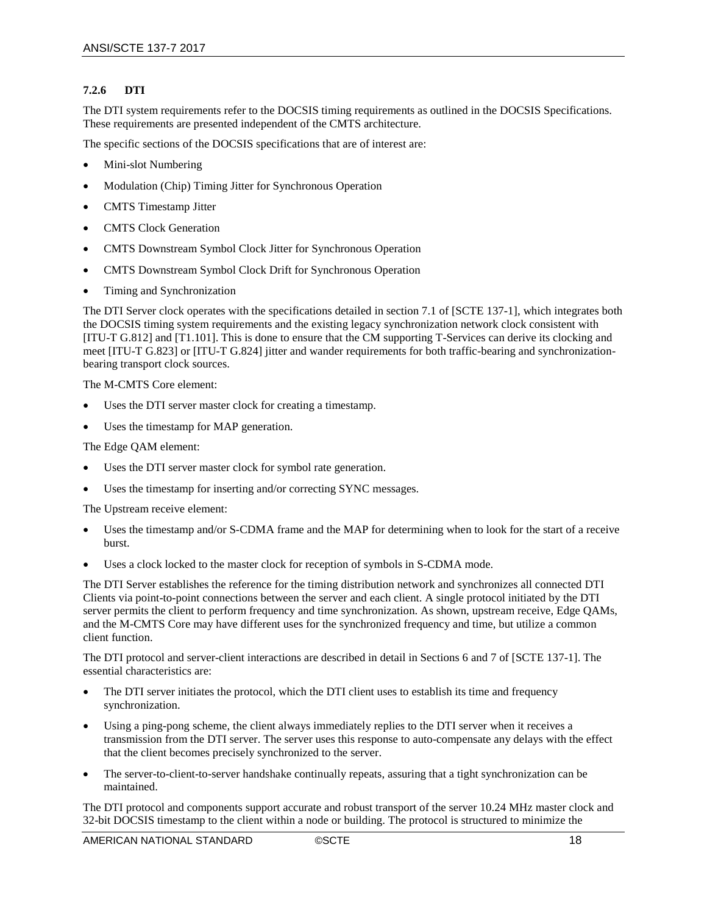#### 7.2.6 DTI

The DTI system requirements refer to the DOCSIS timing requirements as outlined in the DOCSIS Specifications. These requirements are presented independent of the CMTS architecture.

The specific sections of the DOCSIS specifications that are of interest are:

- Mini-slot Numbering
- Modulation (Chip) Timing Jitter for Synchronous Operation
- CMTS Timestamp Jitter
- CMTS Clock Generation
- CMTS Downstream Symbol Clock Jitter for Synchronous Operation
- CMTS Downstream Symbol Clock Drift for Synchronous Operation
- Timing and Synchronization

The DTI Server clock operates with the specifications detailed in section 7.1 of [SCTE 137-1], which integrates both the DOCSIS timing system requirements and the existing legacy synchronization network clock consistent with [ITU-T G.812] and [T1.101]. This is done to ensure that the CM supporting T-Services can derive its clocking and meet [ITU-T G.823] or [ITU-T G.824] jitter and wander requirements for both traffic-bearing and synchronization-bearing transport clock sources.

The M-CMTS Core element:

- Uses the DTI server master clock for creating a timestamp.
- Uses the timestamp for MAP generation.

The Edge QAM element:

- Uses the DTI server master clock for symbol rate generation.
- Uses the timestamp for inserting and/or correcting SYNC messages.

The Upstream receive element:

- Uses the timestamp and/or S-CDMA frame and the MAP for determining when to look for the start of a receive burst.
- Uses a clock locked to the master clock for reception of symbols in S-CDMA mode.

The DTI Server establishes the reference for the timing distribution network and synchronizes all connected DTI Clients via point-to-point connections between the server and each client. A single protocol initiated by the DTI server permits the client to perform frequency and time synchronization. As shown, upstream receive, Edge QAMs, and the M-CMTS Core may have different uses for the synchronized frequency and time, but utilize a common client function.

The DTI protocol and server-client interactions are described in detail in Sections 6 and 7 of [SCTE 137-1]. The essential characteristics are:

- The DTI server initiates the protocol, which the DTI client uses to establish its time and frequency synchronization.
- Using a ping-pong scheme, the client always immediately replies to the DTI server when it receives a transmission from the DTI server. The server uses this response to auto-compensate any delays with the effect that the client becomes precisely synchronized to the server.
- The server-to-client-to-server handshake continually repeats, assuring that a tight synchronization can be maintained.

The DTI protocol and components support accurate and robust transport of the server 10.24 MHz master clock and 32-bit DOCSIS timestamp to the client within a node or building. The protocol is structured to minimize the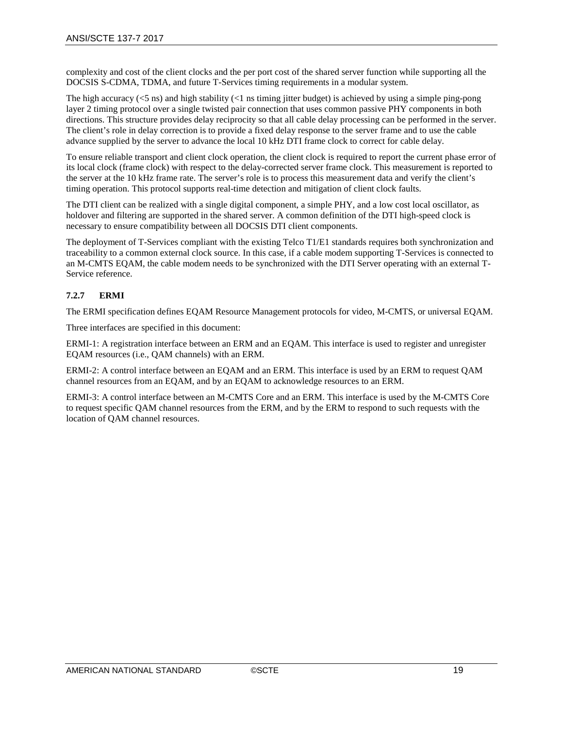complexity and cost of the client clocks and the per port cost of the shared server function while supporting all the DOCSIS S-CDMA, TDMA, and future T-Services timing requirements in a modular system.

The high accuracy (<5 ns) and high stability (<1 ns timing jitter budget) is achieved by using a simple ping-pong layer 2 timing protocol over a single twisted pair connection that uses common passive PHY components in both directions. This structure provides delay reciprocity so that all cable delay processing can be performed in the server. The client's role in delay correction is to provide a fixed delay response to the server frame and to use the cable advance supplied by the server to advance the local 10 kHz DTI frame clock to correct for cable delay.

To ensure reliable transport and client clock operation, the client clock is required to report the current phase error of its local clock (frame clock) with respect to the delay-corrected server frame clock. This measurement is reported to the server at the 10 kHz frame rate. The server's role is to process this measurement data and verify the client's timing operation. This protocol supports real-time detection and mitigation of client clock faults.

The DTI client can be realized with a single digital component, a simple PHY, and a low cost local oscillator, as holdover and filtering are supported in the shared server. A common definition of the DTI high-speed clock is necessary to ensure compatibility between all DOCSIS DTI client components.

The deployment of T-Services compliant with the existing Telco T1/E1 standards requires both synchronization and traceability to a common external clock source. In this case, if a cable modem supporting T-Services is connected to an M-CMTS EQAM, the cable modem needs to be synchronized with the DTI Server operating with an external T-Service reference.

#### 7.2.7 ERMI

The ERMI specification defines EQAM Resource Management protocols for video, M-CMTS, or universal EQAM.

Three interfaces are specified in this document:

ERMI-1: A registration interface between an ERM and an EQAM. This interface is used to register and unregister EQAM resources (i.e., QAM channels) with an ERM.

ERMI-2: A control interface between an EQAM and an ERM. This interface is used by an ERM to request QAM channel resources from an EQAM, and by an EQAM to acknowledge resources to an ERM.

ERMI-3: A control interface between an M-CMTS Core and an ERM. This interface is used by the M-CMTS Core to request specific QAM channel resources from the ERM, and by the ERM to respond to such requests with the location of QAM channel resources.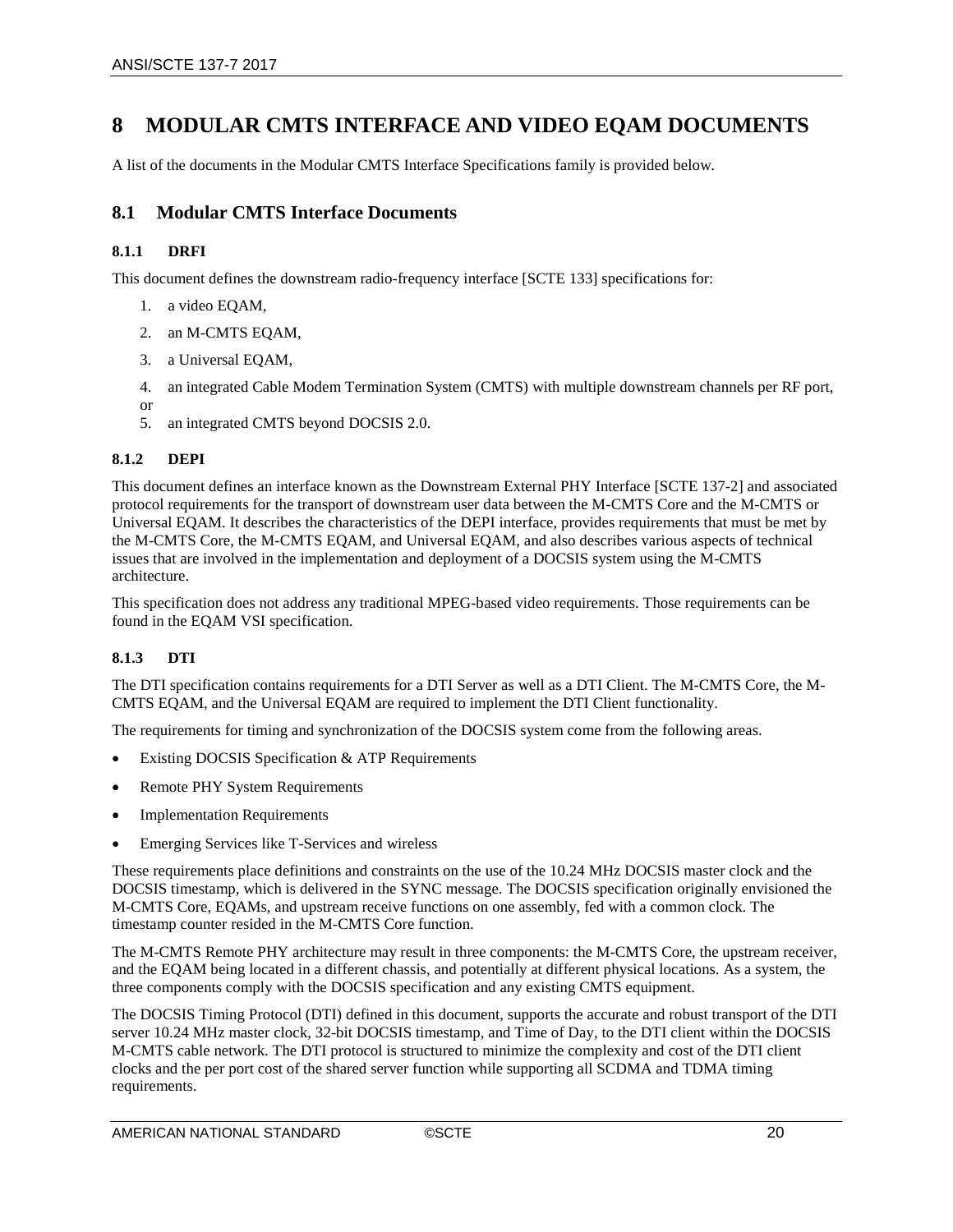# 8 MODULAR CMTS INTERFACE AND VIDEO EQAM DOCUMENTS

A list of the documents in the Modular CMTS Interface Specifications family is provided below.

## 8.1 Modular CMTS Interface Documents

### 8.1.1 DRFI

This document defines the downstream radio-frequency interface [SCTE 133] specifications for:

1. a video EQAM,
2. an M-CMTS EQAM,
3. a Universal EQAM,
4. an integrated Cable Modem Termination System (CMTS) with multiple downstream channels per RF port, or
5. an integrated CMTS beyond DOCSIS 2.0.

### 8.1.2 DEPI

This document defines an interface known as the Downstream External PHY Interface [SCTE 137-2] and associated protocol requirements for the transport of downstream user data between the M-CMTS Core and the M-CMTS or Universal EQAM. It describes the characteristics of the DEPI interface, provides requirements that must be met by the M-CMTS Core, the M-CMTS EQAM, and Universal EQAM, and also describes various aspects of technical issues that are involved in the implementation and deployment of a DOCSIS system using the M-CMTS architecture.

This specification does not address any traditional MPEG-based video requirements. Those requirements can be found in the EQAM VSI specification.

### 8.1.3 DTI

The DTI specification contains requirements for a DTI Server as well as a DTI Client. The M-CMTS Core, the M-CMTS EQAM, and the Universal EQAM are required to implement the DTI Client functionality.

The requirements for timing and synchronization of the DOCSIS system come from the following areas.

- Existing DOCSIS Specification & ATP Requirements
- Remote PHY System Requirements
- Implementation Requirements
- Emerging Services like T-Services and wireless

These requirements place definitions and constraints on the use of the 10.24 MHz DOCSIS master clock and the DOCSIS timestamp, which is delivered in the SYNC message. The DOCSIS specification originally envisioned the M-CMTS Core, EQAMs, and upstream receive functions on one assembly, fed with a common clock. The timestamp counter resided in the M-CMTS Core function.

The M-CMTS Remote PHY architecture may result in three components: the M-CMTS Core, the upstream receiver, and the EQAM being located in a different chassis, and potentially at different physical locations. As a system, the three components comply with the DOCSIS specification and any existing CMTS equipment.

The DOCSIS Timing Protocol (DTI) defined in this document, supports the accurate and robust transport of the DTI server 10.24 MHz master clock, 32-bit DOCSIS timestamp, and Time of Day, to the DTI client within the DOCSIS M-CMTS cable network. The DTI protocol is structured to minimize the complexity and cost of the DTI client clocks and the per port cost of the shared server function while supporting all SCDMA and TDMA timing requirements.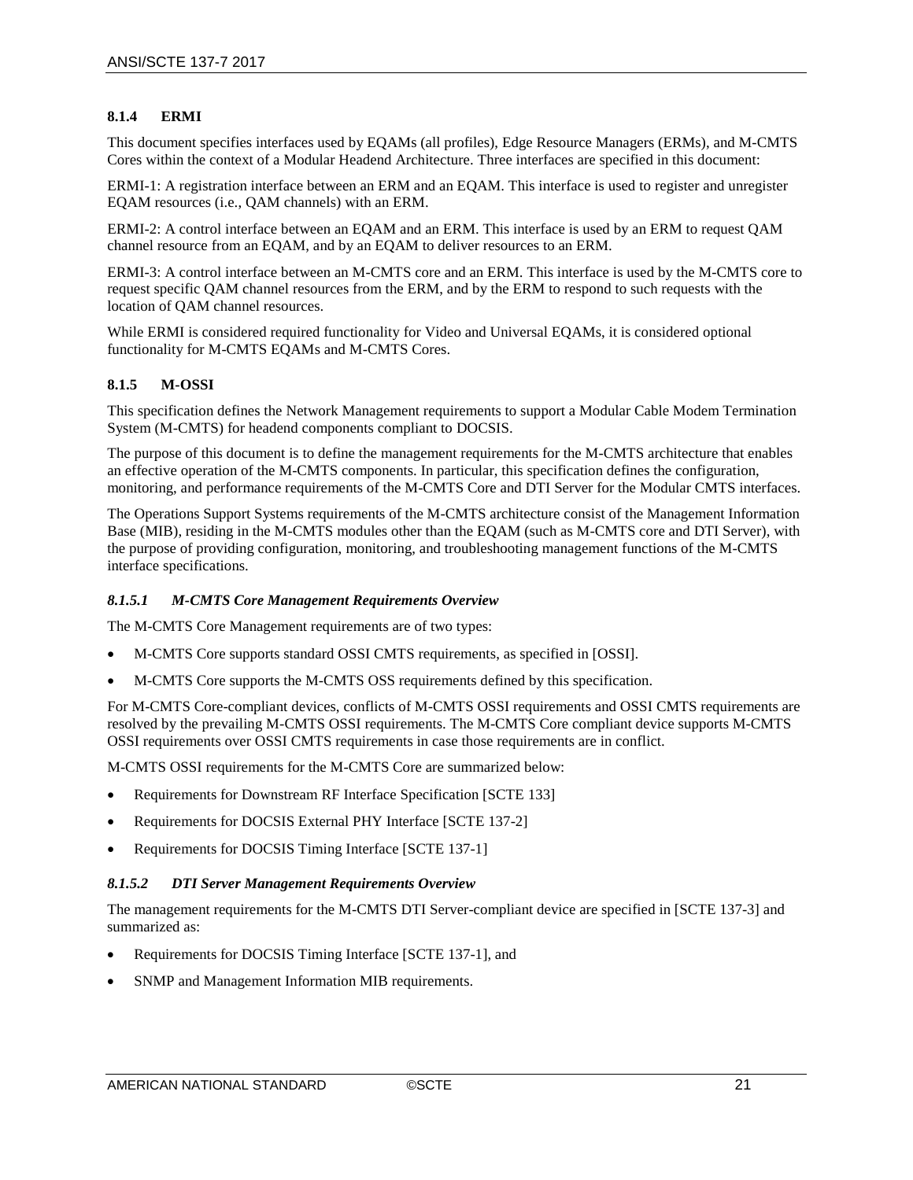### 8.1.4 ERMI

This document specifies interfaces used by EQAMs (all profiles), Edge Resource Managers (ERMs), and M-CMTS Cores within the context of a Modular Headend Architecture. Three interfaces are specified in this document:

ERMI-1: A registration interface between an ERM and an EQAM. This interface is used to register and unregister EQAM resources (i.e., QAM channels) with an ERM.

ERMI-2: A control interface between an EQAM and an ERM. This interface is used by an ERM to request QAM channel resource from an EQAM, and by an EQAM to deliver resources to an ERM.

ERMI-3: A control interface between an M-CMTS core and an ERM. This interface is used by the M-CMTS core to request specific QAM channel resources from the ERM, and by the ERM to respond to such requests with the location of QAM channel resources.

While ERMI is considered required functionality for Video and Universal EQAMs, it is considered optional functionality for M-CMTS EQAMs and M-CMTS Cores.

### 8.1.5 M-OSSI

This specification defines the Network Management requirements to support a Modular Cable Modem Termination System (M-CMTS) for headend components compliant to DOCSIS.

The purpose of this document is to define the management requirements for the M-CMTS architecture that enables an effective operation of the M-CMTS components. In particular, this specification defines the configuration, monitoring, and performance requirements of the M-CMTS Core and DTI Server for the Modular CMTS interfaces.

The Operations Support Systems requirements of the M-CMTS architecture consist of the Management Information Base (MIB), residing in the M-CMTS modules other than the EQAM (such as M-CMTS core and DTI Server), with the purpose of providing configuration, monitoring, and troubleshooting management functions of the M-CMTS interface specifications.

#### *8.1.5.1 M-CMTS Core Management Requirements Overview*

The M-CMTS Core Management requirements are of two types:

- M-CMTS Core supports standard OSSI CMTS requirements, as specified in [OSSI].
- M-CMTS Core supports the M-CMTS OSS requirements defined by this specification.

For M-CMTS Core-compliant devices, conflicts of M-CMTS OSSI requirements and OSSI CMTS requirements are resolved by the prevailing M-CMTS OSSI requirements. The M-CMTS Core compliant device supports M-CMTS OSSI requirements over OSSI CMTS requirements in case those requirements are in conflict.

M-CMTS OSSI requirements for the M-CMTS Core are summarized below:

- Requirements for Downstream RF Interface Specification [SCTE 133]
- Requirements for DOCSIS External PHY Interface [SCTE 137-2]
- Requirements for DOCSIS Timing Interface [SCTE 137-1]

#### *8.1.5.2 DTI Server Management Requirements Overview*

The management requirements for the M-CMTS DTI Server-compliant device are specified in [SCTE 137-3] and summarized as:

- Requirements for DOCSIS Timing Interface [SCTE 137-1], and
- SNMP and Management Information MIB requirements.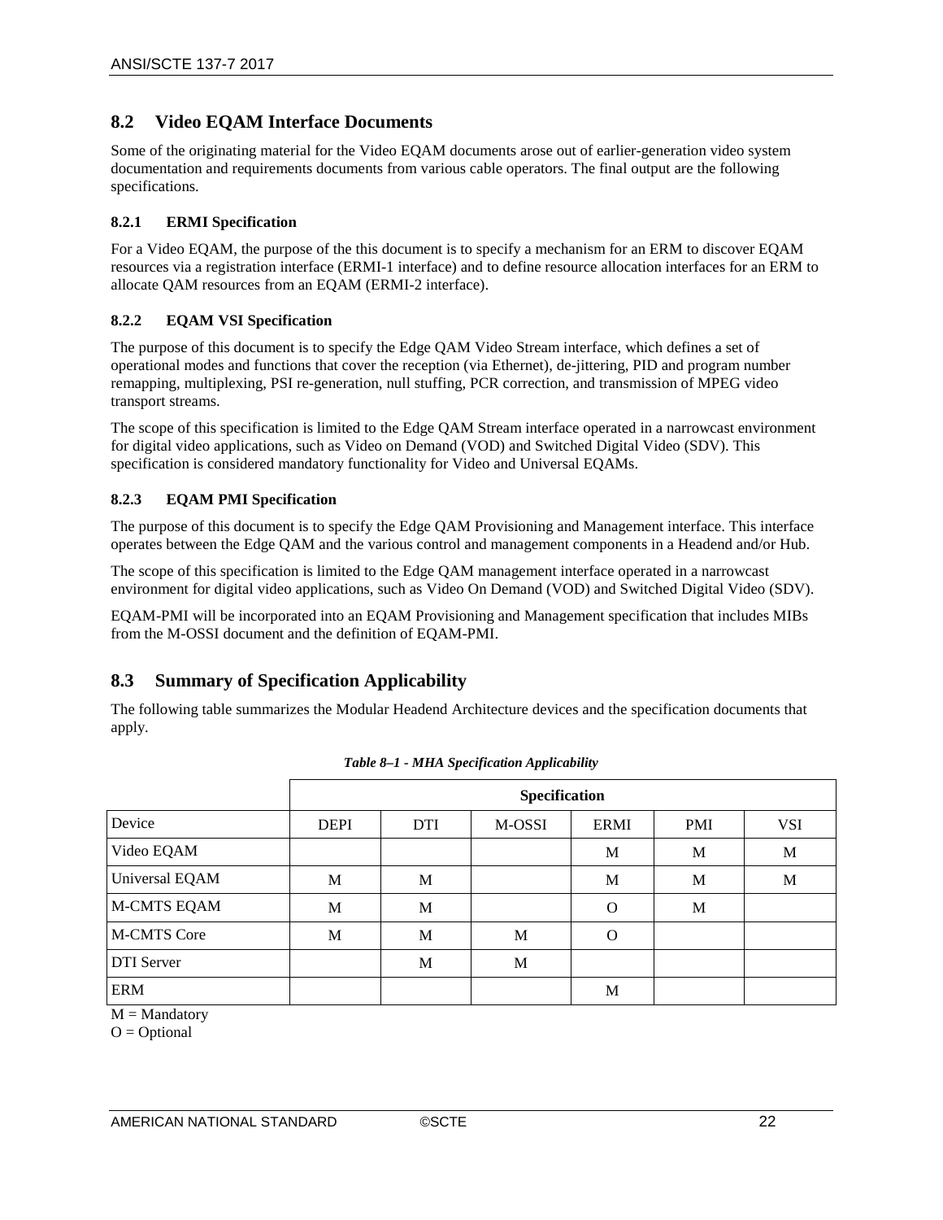## 8.2 Video EQAM Interface Documents

Some of the originating material for the Video EQAM documents arose out of earlier-generation video system documentation and requirements documents from various cable operators. The final output are the following specifications.

### 8.2.1 ERMI Specification

For a Video EQAM, the purpose of the this document is to specify a mechanism for an ERM to discover EQAM resources via a registration interface (ERMI-1 interface) and to define resource allocation interfaces for an ERM to allocate QAM resources from an EQAM (ERMI-2 interface).

### 8.2.2 EQAM VSI Specification

The purpose of this document is to specify the Edge QAM Video Stream interface, which defines a set of operational modes and functions that cover the reception (via Ethernet), de-jittering, PID and program number remapping, multiplexing, PSI re-generation, null stuffing, PCR correction, and transmission of MPEG video transport streams.

The scope of this specification is limited to the Edge QAM Stream interface operated in a narrowcast environment for digital video applications, such as Video on Demand (VOD) and Switched Digital Video (SDV). This specification is considered mandatory functionality for Video and Universal EQAMs.

### 8.2.3 EQAM PMI Specification

The purpose of this document is to specify the Edge QAM Provisioning and Management interface. This interface operates between the Edge QAM and the various control and management components in a Headend and/or Hub.

The scope of this specification is limited to the Edge QAM management interface operated in a narrowcast environment for digital video applications, such as Video On Demand (VOD) and Switched Digital Video (SDV).

EQAM-PMI will be incorporated into an EQAM Provisioning and Management specification that includes MIBs from the M-OSSI document and the definition of EQAM-PMI.

## 8.3 Summary of Specification Applicability

The following table summarizes the Modular Headend Architecture devices and the specification documents that apply.

*Table 8–1 - MHA Specification Applicability*

| | Specification | | | | | |
|---|---|---|---|---|---|---|
| Device | DEPI | DTI | M-OSSI | ERMI | PMI | VSI |
| Video EQAM | | | | M | M | M |
| Universal EQAM | M | M | | M | M | M |
| M-CMTS EQAM | M | M | | O | M | |
| M-CMTS Core | M | M | M | O | | |
| DTI Server | | M | M | | | |
| ERM | | | | M | | |

M = Mandatory

O = Optional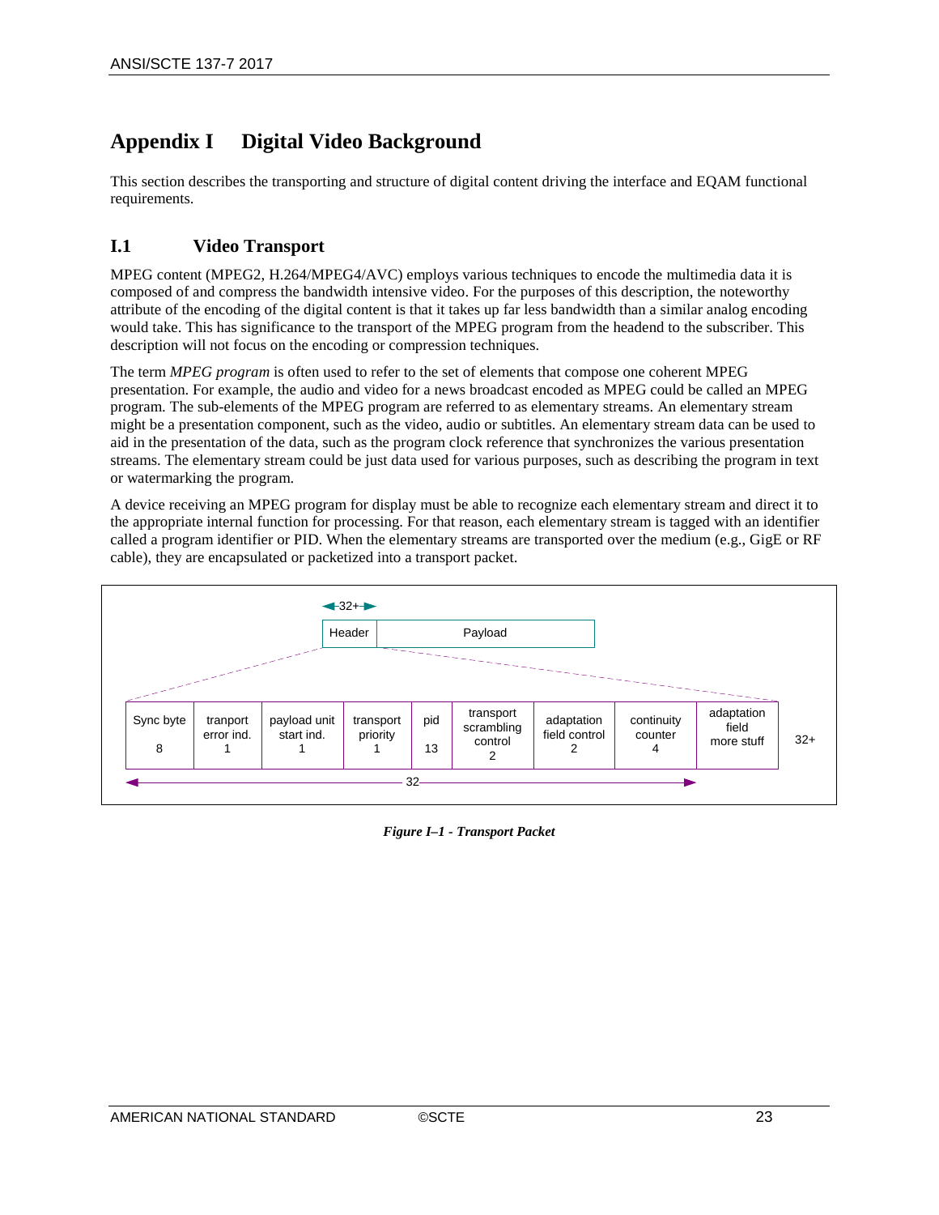# Appendix I Digital Video Background

This section describes the transporting and structure of digital content driving the interface and EQAM functional requirements.

## I.1 Video Transport

MPEG content (MPEG2, H.264/MPEG4/AVC) employs various techniques to encode the multimedia data it is composed of and compress the bandwidth intensive video. For the purposes of this description, the noteworthy attribute of the encoding of the digital content is that it takes up far less bandwidth than a similar analog encoding would take. This has significance to the transport of the MPEG program from the headend to the subscriber. This description will not focus on the encoding or compression techniques.

The term *MPEG program* is often used to refer to the set of elements that compose one coherent MPEG presentation. For example, the audio and video for a news broadcast encoded as MPEG could be called an MPEG program. The sub-elements of the MPEG program are referred to as elementary streams. An elementary stream might be a presentation component, such as the video, audio or subtitles. An elementary stream data can be used to aid in the presentation of the data, such as the program clock reference that synchronizes the various presentation streams. The elementary stream could be just data used for various purposes, such as describing the program in text or watermarking the program.

A device receiving an MPEG program for display must be able to recognize each elementary stream and direct it to the appropriate internal function for processing. For that reason, each elementary stream is tagged with an identifier called a program identifier or PID. When the elementary streams are transported over the medium (e.g., GigE or RF cable), they are encapsulated or packetized into a transport packet.

| Header (32+) | Payload |
|---|---|

| Sync byte | tranport error ind. | payload unit start ind. | transport priority | pid | transport scrambling control | adaptation field control | continuity counter | adaptation field more stuff |
|---|---|---|---|---|---|---|---|---|
| 8 | 1 | 1 | 1 | 13 | 2 | 2 | 4 | 32+ |

(Fixed header fields total: 32)

*Figure I–1 - Transport Packet*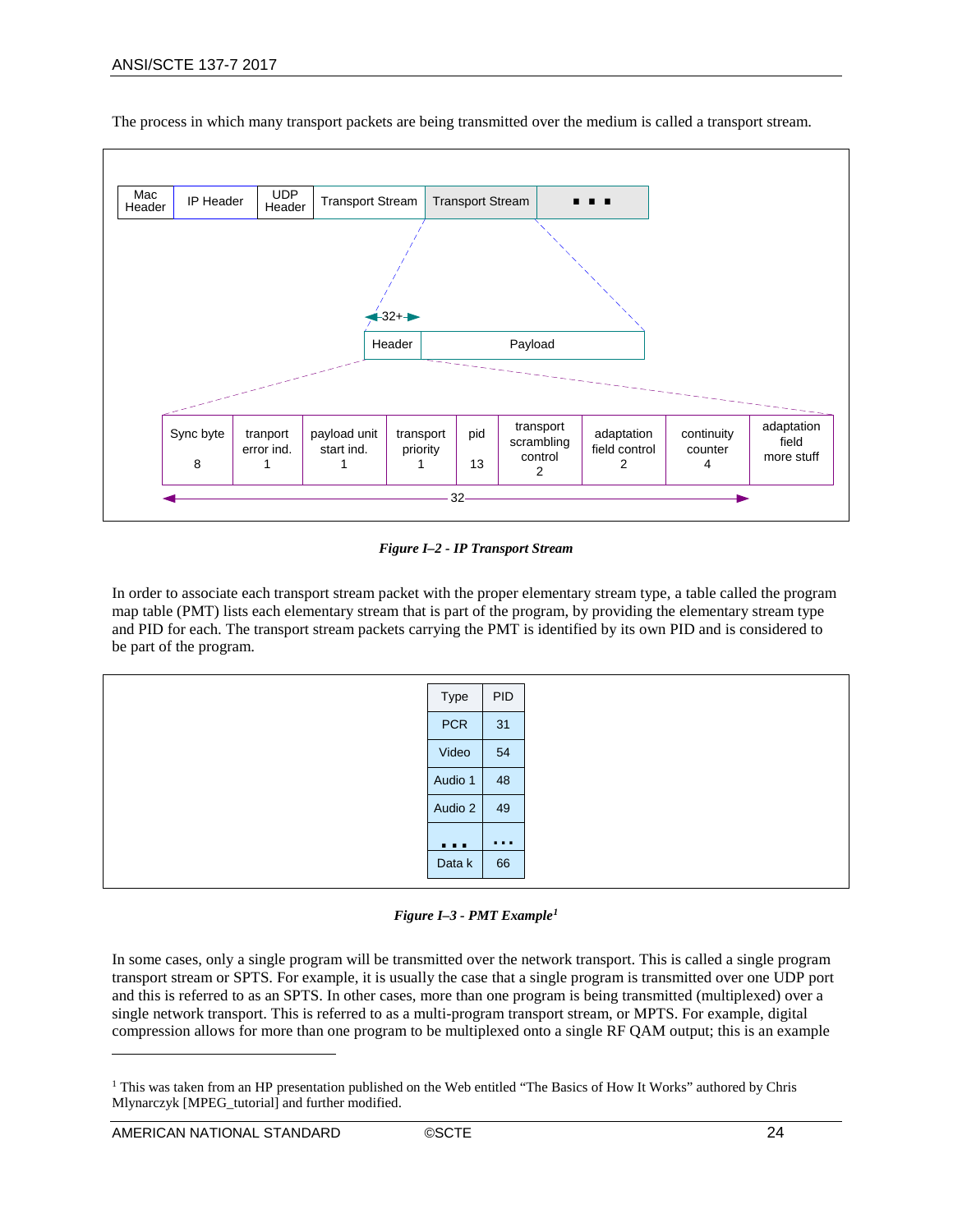The process in which many transport packets are being transmitted over the medium is called a transport stream.

| Mac Header | IP Header | UDP Header | Transport Stream | Transport Stream | ▪ ▪ ▪ |
|---|---|---|---|---|---|

| Header | Payload |
|---|---|
| 32+ | |

| Sync byte | tranport error ind. | payload unit start ind. | transport priority | pid | transport scrambling control | adaptation field control | continuity counter | adaptation field more stuff |
|---|---|---|---|---|---|---|---|---|
| 8 | 1 | 1 | 1 | 13 | 2 | 2 | 4 | |

32

*Figure I–2 - IP Transport Stream*

In order to associate each transport stream packet with the proper elementary stream type, a table called the program map table (PMT) lists each elementary stream that is part of the program, by providing the elementary stream type and PID for each. The transport stream packets carrying the PMT is identified by its own PID and is considered to be part of the program.

| Type | PID |
|---|---|
| PCR | 31 |
| Video | 54 |
| Audio 1 | 48 |
| Audio 2 | 49 |
| ... | ... |
| Data k | 66 |

*Figure I–3 - PMT Example*[1]

In some cases, only a single program will be transmitted over the network transport. This is called a single program transport stream or SPTS. For example, it is usually the case that a single program is transmitted over one UDP port and this is referred to as an SPTS. In other cases, more than one program is being transmitted (multiplexed) over a single network transport. This is referred to as a multi-program transport stream, or MPTS. For example, digital compression allows for more than one program to be multiplexed onto a single RF QAM output; this is an example

[1] This was taken from an HP presentation published on the Web entitled "The Basics of How It Works" authored by Chris Mlynarczyk [MPEG_tutorial] and further modified.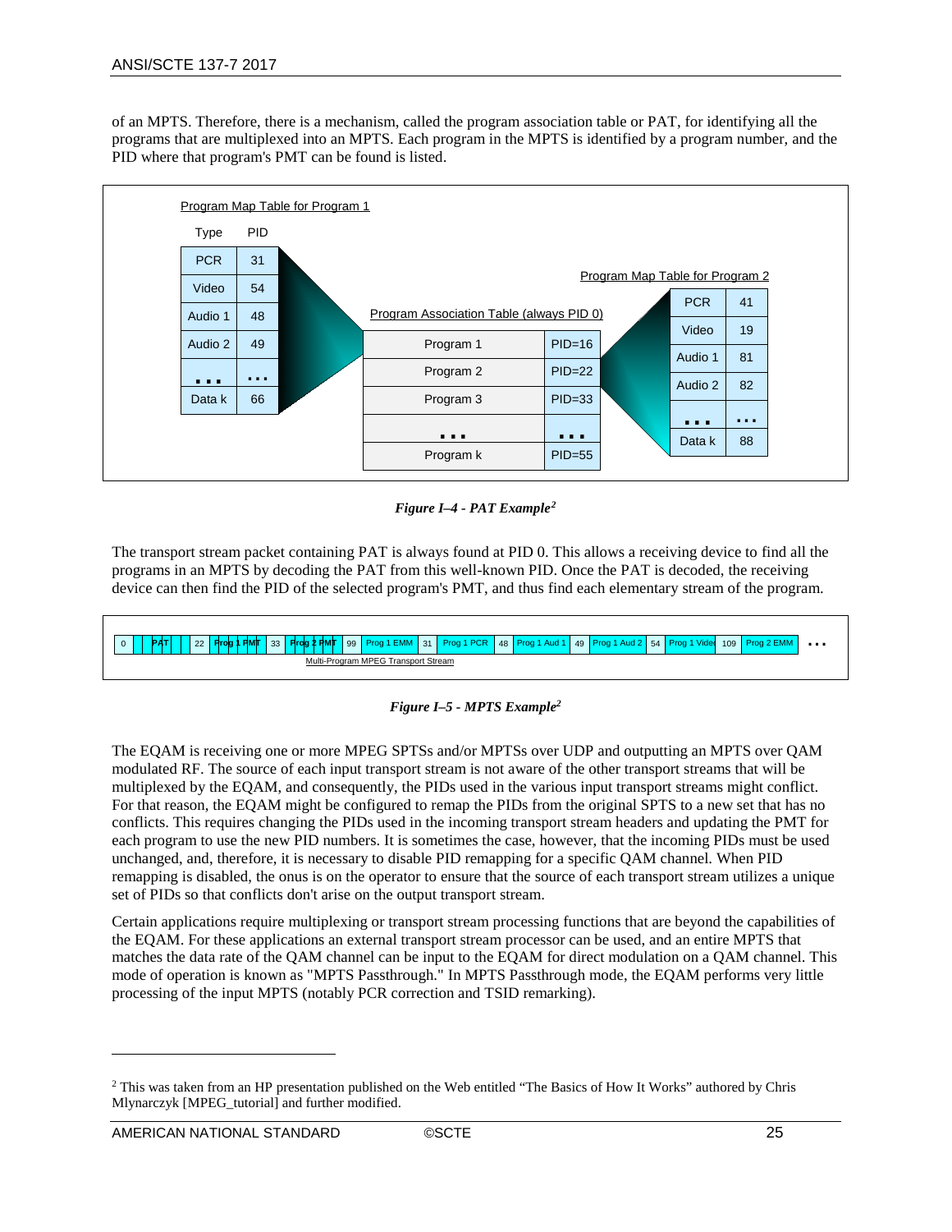of an MPTS. Therefore, there is a mechanism, called the program association table or PAT, for identifying all the programs that are multiplexed into an MPTS. Each program in the MPTS is identified by a program number, and the PID where that program's PMT can be found is listed.

Program Map Table for Program 1

| Type | PID |
|---|---|
| PCR | 31 |
| Video | 54 |
| Audio 1 | 48 |
| Audio 2 | 49 |
| ... | ... |
| Data k | 66 |

Program Association Table (always PID 0)

| Program | PID |
|---|---|
| Program 1 | PID=16 |
| Program 2 | PID=22 |
| Program 3 | PID=33 |
| ... | ... |
| Program k | PID=55 |

Program Map Table for Program 2

| Type | PID |
|---|---|
| PCR | 41 |
| Video | 19 |
| Audio 1 | 81 |
| Audio 2 | 82 |
| ... | ... |
| Data k | 88 |

*Figure I–4 - PAT Example*[2]

The transport stream packet containing PAT is always found at PID 0. This allows a receiving device to find all the programs in an MPTS by decoding the PAT from this well-known PID. Once the PAT is decoded, the receiving device can then find the PID of the selected program's PMT, and thus find each elementary stream of the program.

| 0 | PAT | 22 | Prog 1 PMT | 33 | Prog 2 PMT | 99 | Prog 1 EMM | 31 | Prog 1 PCR | 48 | Prog 1 Aud 1 | 49 | Prog 1 Aud 2 | 54 | Prog 1 Video | 109 | Prog 2 EMM | ... |
|---|---|---|---|---|---|---|---|---|---|---|---|---|---|---|---|---|---|---|

Multi-Program MPEG Transport Stream

*Figure I–5 - MPTS Example*[2]

The EQAM is receiving one or more MPEG SPTSs and/or MPTSs over UDP and outputting an MPTS over QAM modulated RF. The source of each input transport stream is not aware of the other transport streams that will be multiplexed by the EQAM, and consequently, the PIDs used in the various input transport streams might conflict. For that reason, the EQAM might be configured to remap the PIDs from the original SPTS to a new set that has no conflicts. This requires changing the PIDs used in the incoming transport stream headers and updating the PMT for each program to use the new PID numbers. It is sometimes the case, however, that the incoming PIDs must be used unchanged, and, therefore, it is necessary to disable PID remapping for a specific QAM channel. When PID remapping is disabled, the onus is on the operator to ensure that the source of each transport stream utilizes a unique set of PIDs so that conflicts don't arise on the output transport stream.

Certain applications require multiplexing or transport stream processing functions that are beyond the capabilities of the EQAM. For these applications an external transport stream processor can be used, and an entire MPTS that matches the data rate of the QAM channel can be input to the EQAM for direct modulation on a QAM channel. This mode of operation is known as "MPTS Passthrough." In MPTS Passthrough mode, the EQAM performs very little processing of the input MPTS (notably PCR correction and TSID remarking).

[2] This was taken from an HP presentation published on the Web entitled "The Basics of How It Works" authored by Chris Mlynarczyk [MPEG_tutorial] and further modified.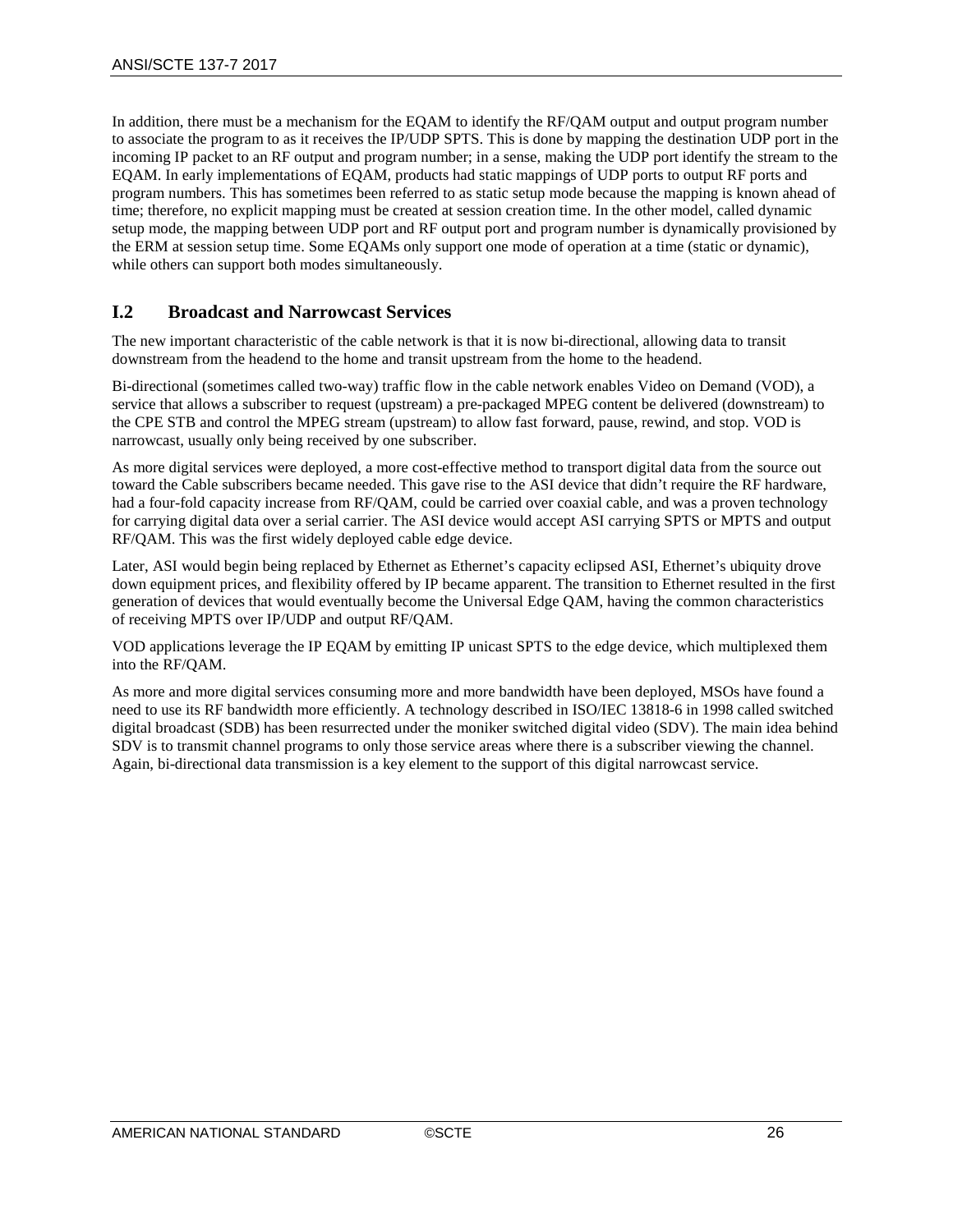In addition, there must be a mechanism for the EQAM to identify the RF/QAM output and output program number to associate the program to as it receives the IP/UDP SPTS. This is done by mapping the destination UDP port in the incoming IP packet to an RF output and program number; in a sense, making the UDP port identify the stream to the EQAM. In early implementations of EQAM, products had static mappings of UDP ports to output RF ports and program numbers. This has sometimes been referred to as static setup mode because the mapping is known ahead of time; therefore, no explicit mapping must be created at session creation time. In the other model, called dynamic setup mode, the mapping between UDP port and RF output port and program number is dynamically provisioned by the ERM at session setup time. Some EQAMs only support one mode of operation at a time (static or dynamic), while others can support both modes simultaneously.

## I.2 Broadcast and Narrowcast Services

The new important characteristic of the cable network is that it is now bi-directional, allowing data to transit downstream from the headend to the home and transit upstream from the home to the headend.

Bi-directional (sometimes called two-way) traffic flow in the cable network enables Video on Demand (VOD), a service that allows a subscriber to request (upstream) a pre-packaged MPEG content be delivered (downstream) to the CPE STB and control the MPEG stream (upstream) to allow fast forward, pause, rewind, and stop. VOD is narrowcast, usually only being received by one subscriber.

As more digital services were deployed, a more cost-effective method to transport digital data from the source out toward the Cable subscribers became needed. This gave rise to the ASI device that didn't require the RF hardware, had a four-fold capacity increase from RF/QAM, could be carried over coaxial cable, and was a proven technology for carrying digital data over a serial carrier. The ASI device would accept ASI carrying SPTS or MPTS and output RF/QAM. This was the first widely deployed cable edge device.

Later, ASI would begin being replaced by Ethernet as Ethernet's capacity eclipsed ASI, Ethernet's ubiquity drove down equipment prices, and flexibility offered by IP became apparent. The transition to Ethernet resulted in the first generation of devices that would eventually become the Universal Edge QAM, having the common characteristics of receiving MPTS over IP/UDP and output RF/QAM.

VOD applications leverage the IP EQAM by emitting IP unicast SPTS to the edge device, which multiplexed them into the RF/QAM.

As more and more digital services consuming more and more bandwidth have been deployed, MSOs have found a need to use its RF bandwidth more efficiently. A technology described in ISO/IEC 13818-6 in 1998 called switched digital broadcast (SDB) has been resurrected under the moniker switched digital video (SDV). The main idea behind SDV is to transmit channel programs to only those service areas where there is a subscriber viewing the channel. Again, bi-directional data transmission is a key element to the support of this digital narrowcast service.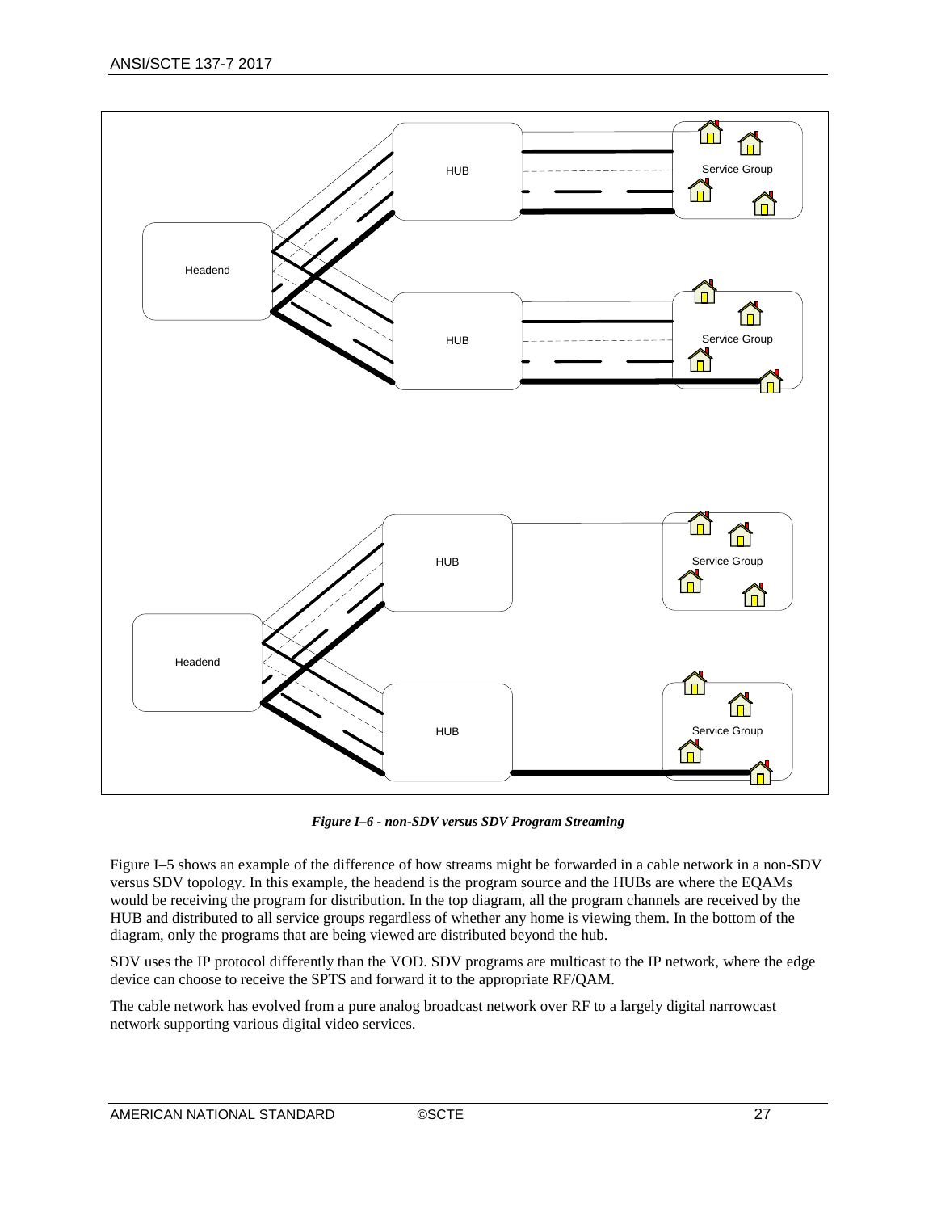*Figure I–6 - non-SDV versus SDV Program Streaming*

Figure I–5 shows an example of the difference of how streams might be forwarded in a cable network in a non-SDV versus SDV topology. In this example, the headend is the program source and the HUBs are where the EQAMs would be receiving the program for distribution. In the top diagram, all the program channels are received by the HUB and distributed to all service groups regardless of whether any home is viewing them. In the bottom of the diagram, only the programs that are being viewed are distributed beyond the hub.

SDV uses the IP protocol differently than the VOD. SDV programs are multicast to the IP network, where the edge device can choose to receive the SPTS and forward it to the appropriate RF/QAM.

The cable network has evolved from a pure analog broadcast network over RF to a largely digital narrowcast network supporting various digital video services.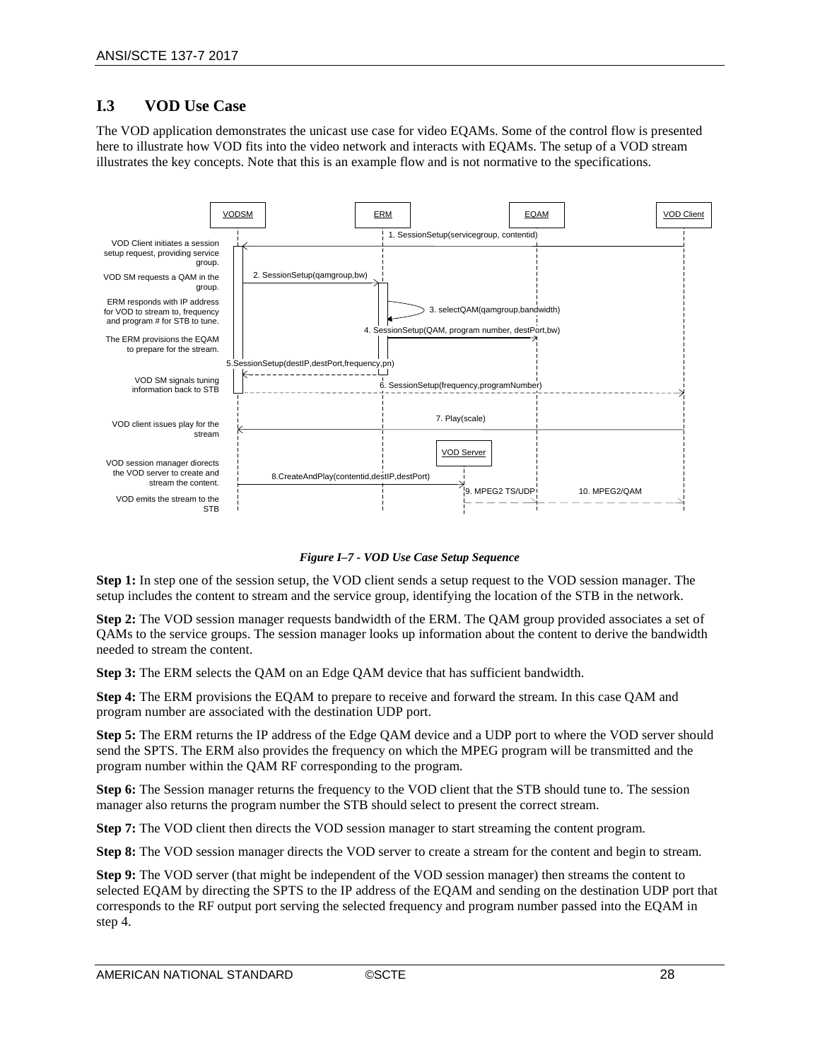## I.3 VOD Use Case

The VOD application demonstrates the unicast use case for video EQAMs. Some of the control flow is presented here to illustrate how VOD fits into the video network and interacts with EQAMs. The setup of a VOD stream illustrates the key concepts. Note that this is an example flow and is not normative to the specifications.

*Figure I–7 - VOD Use Case Setup Sequence*

**Step 1:** In step one of the session setup, the VOD client sends a setup request to the VOD session manager. The setup includes the content to stream and the service group, identifying the location of the STB in the network.

**Step 2:** The VOD session manager requests bandwidth of the ERM. The QAM group provided associates a set of QAMs to the service groups. The session manager looks up information about the content to derive the bandwidth needed to stream the content.

**Step 3:** The ERM selects the QAM on an Edge QAM device that has sufficient bandwidth.

**Step 4:** The ERM provisions the EQAM to prepare to receive and forward the stream. In this case QAM and program number are associated with the destination UDP port.

**Step 5:** The ERM returns the IP address of the Edge QAM device and a UDP port to where the VOD server should send the SPTS. The ERM also provides the frequency on which the MPEG program will be transmitted and the program number within the QAM RF corresponding to the program.

**Step 6:** The Session manager returns the frequency to the VOD client that the STB should tune to. The session manager also returns the program number the STB should select to present the correct stream.

**Step 7:** The VOD client then directs the VOD session manager to start streaming the content program.

**Step 8:** The VOD session manager directs the VOD server to create a stream for the content and begin to stream.

**Step 9:** The VOD server (that might be independent of the VOD session manager) then streams the content to selected EQAM by directing the SPTS to the IP address of the EQAM and sending on the destination UDP port that corresponds to the RF output port serving the selected frequency and program number passed into the EQAM in step 4.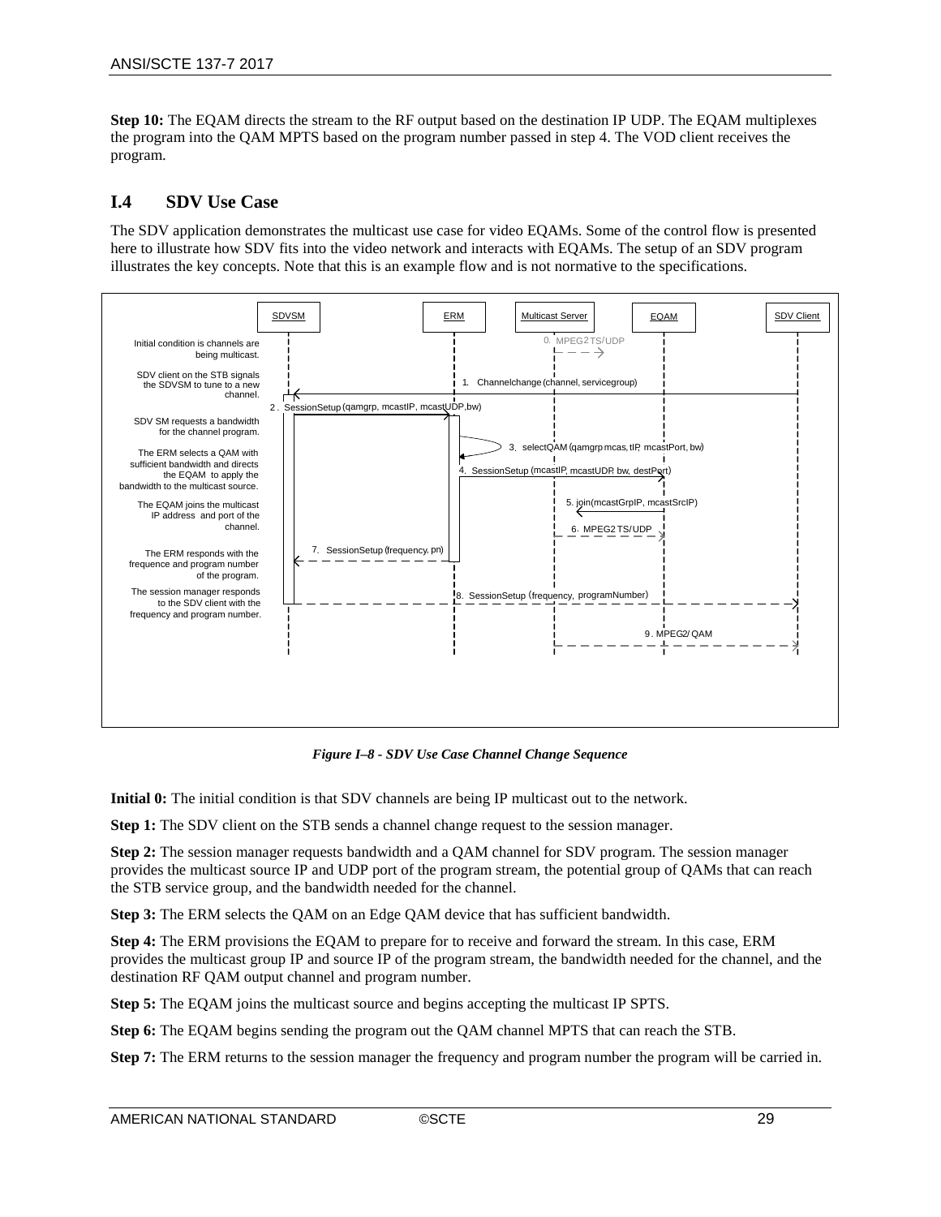**Step 10:** The EQAM directs the stream to the RF output based on the destination IP UDP. The EQAM multiplexes the program into the QAM MPTS based on the program number passed in step 4. The VOD client receives the program.

## I.4 SDV Use Case

The SDV application demonstrates the multicast use case for video EQAMs. Some of the control flow is presented here to illustrate how SDV fits into the video network and interacts with EQAMs. The setup of an SDV program illustrates the key concepts. Note that this is an example flow and is not normative to the specifications.

*Figure I–8 - SDV Use Case Channel Change Sequence*

**Initial 0:** The initial condition is that SDV channels are being IP multicast out to the network.

**Step 1:** The SDV client on the STB sends a channel change request to the session manager.

**Step 2:** The session manager requests bandwidth and a QAM channel for SDV program. The session manager provides the multicast source IP and UDP port of the program stream, the potential group of QAMs that can reach the STB service group, and the bandwidth needed for the channel.

**Step 3:** The ERM selects the QAM on an Edge QAM device that has sufficient bandwidth.

**Step 4:** The ERM provisions the EQAM to prepare for to receive and forward the stream. In this case, ERM provides the multicast group IP and source IP of the program stream, the bandwidth needed for the channel, and the destination RF QAM output channel and program number.

**Step 5:** The EQAM joins the multicast source and begins accepting the multicast IP SPTS.

**Step 6:** The EQAM begins sending the program out the QAM channel MPTS that can reach the STB.

**Step 7:** The ERM returns to the session manager the frequency and program number the program will be carried in.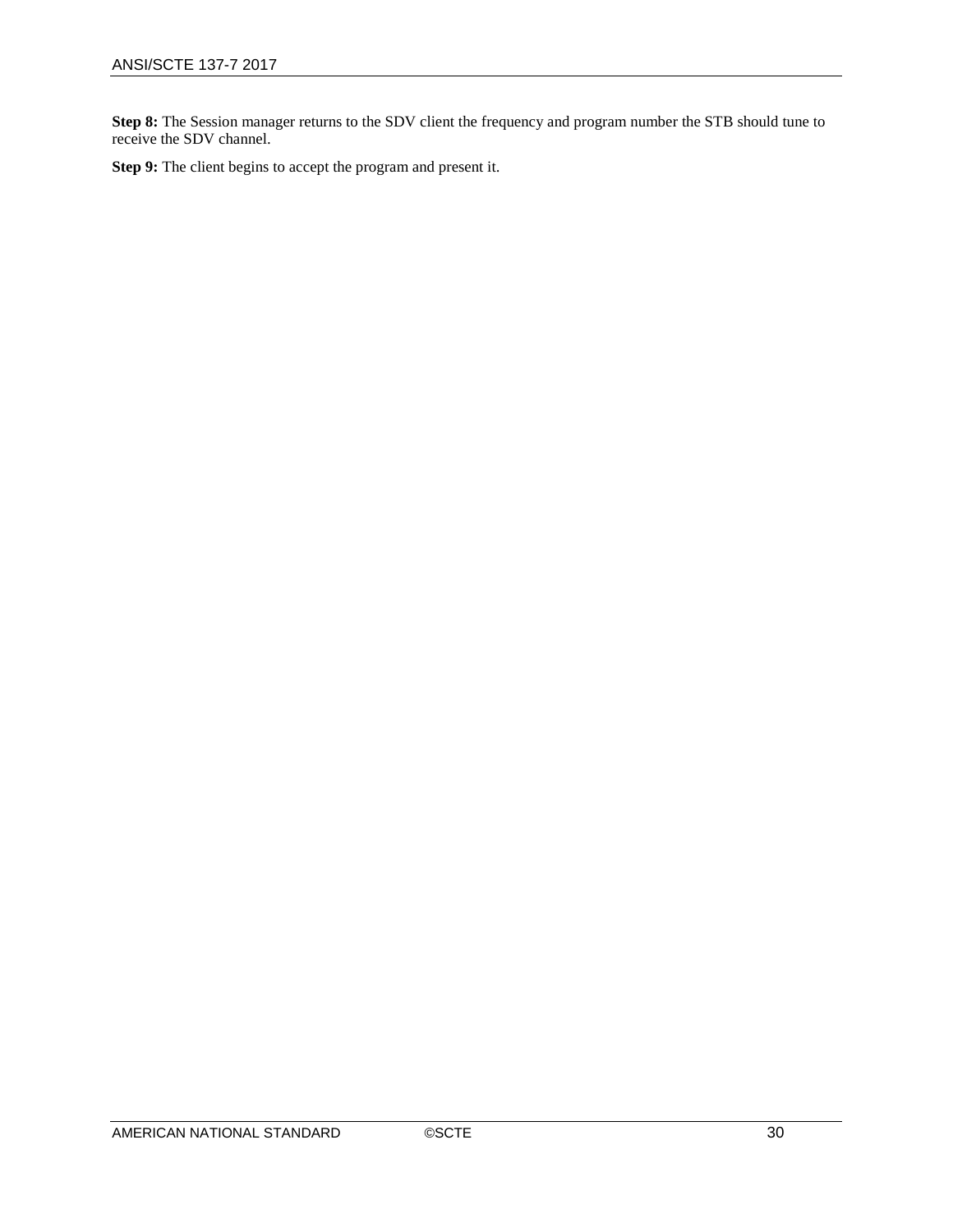**Step 8:** The Session manager returns to the SDV client the frequency and program number the STB should tune to receive the SDV channel.

**Step 9:** The client begins to accept the program and present it.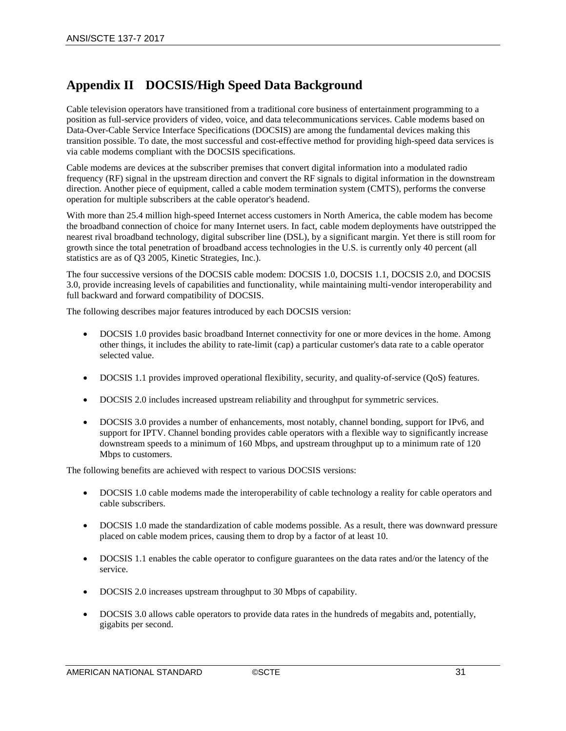# Appendix II DOCSIS/High Speed Data Background

Cable television operators have transitioned from a traditional core business of entertainment programming to a position as full-service providers of video, voice, and data telecommunications services. Cable modems based on Data-Over-Cable Service Interface Specifications (DOCSIS) are among the fundamental devices making this transition possible. To date, the most successful and cost-effective method for providing high-speed data services is via cable modems compliant with the DOCSIS specifications.

Cable modems are devices at the subscriber premises that convert digital information into a modulated radio frequency (RF) signal in the upstream direction and convert the RF signals to digital information in the downstream direction. Another piece of equipment, called a cable modem termination system (CMTS), performs the converse operation for multiple subscribers at the cable operator's headend.

With more than 25.4 million high-speed Internet access customers in North America, the cable modem has become the broadband connection of choice for many Internet users. In fact, cable modem deployments have outstripped the nearest rival broadband technology, digital subscriber line (DSL), by a significant margin. Yet there is still room for growth since the total penetration of broadband access technologies in the U.S. is currently only 40 percent (all statistics are as of Q3 2005, Kinetic Strategies, Inc.).

The four successive versions of the DOCSIS cable modem: DOCSIS 1.0, DOCSIS 1.1, DOCSIS 2.0, and DOCSIS 3.0, provide increasing levels of capabilities and functionality, while maintaining multi-vendor interoperability and full backward and forward compatibility of DOCSIS.

The following describes major features introduced by each DOCSIS version:

- DOCSIS 1.0 provides basic broadband Internet connectivity for one or more devices in the home. Among other things, it includes the ability to rate-limit (cap) a particular customer's data rate to a cable operator selected value.
- DOCSIS 1.1 provides improved operational flexibility, security, and quality-of-service (QoS) features.
- DOCSIS 2.0 includes increased upstream reliability and throughput for symmetric services.
- DOCSIS 3.0 provides a number of enhancements, most notably, channel bonding, support for IPv6, and support for IPTV. Channel bonding provides cable operators with a flexible way to significantly increase downstream speeds to a minimum of 160 Mbps, and upstream throughput up to a minimum rate of 120 Mbps to customers.

The following benefits are achieved with respect to various DOCSIS versions:

- DOCSIS 1.0 cable modems made the interoperability of cable technology a reality for cable operators and cable subscribers.
- DOCSIS 1.0 made the standardization of cable modems possible. As a result, there was downward pressure placed on cable modem prices, causing them to drop by a factor of at least 10.
- DOCSIS 1.1 enables the cable operator to configure guarantees on the data rates and/or the latency of the service.
- DOCSIS 2.0 increases upstream throughput to 30 Mbps of capability.
- DOCSIS 3.0 allows cable operators to provide data rates in the hundreds of megabits and, potentially, gigabits per second.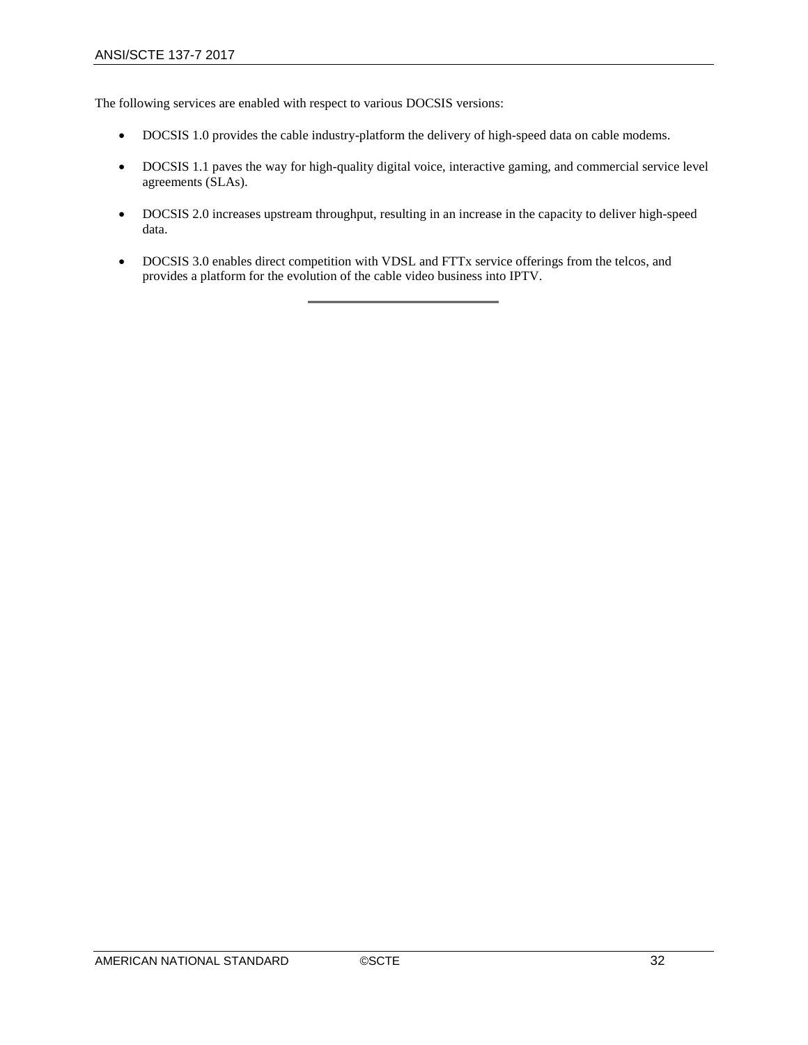The following services are enabled with respect to various DOCSIS versions:

- DOCSIS 1.0 provides the cable industry-platform the delivery of high-speed data on cable modems.
- DOCSIS 1.1 paves the way for high-quality digital voice, interactive gaming, and commercial service level agreements (SLAs).
- DOCSIS 2.0 increases upstream throughput, resulting in an increase in the capacity to deliver high-speed data.
- DOCSIS 3.0 enables direct competition with VDSL and FTTx service offerings from the telcos, and provides a platform for the evolution of the cable video business into IPTV.